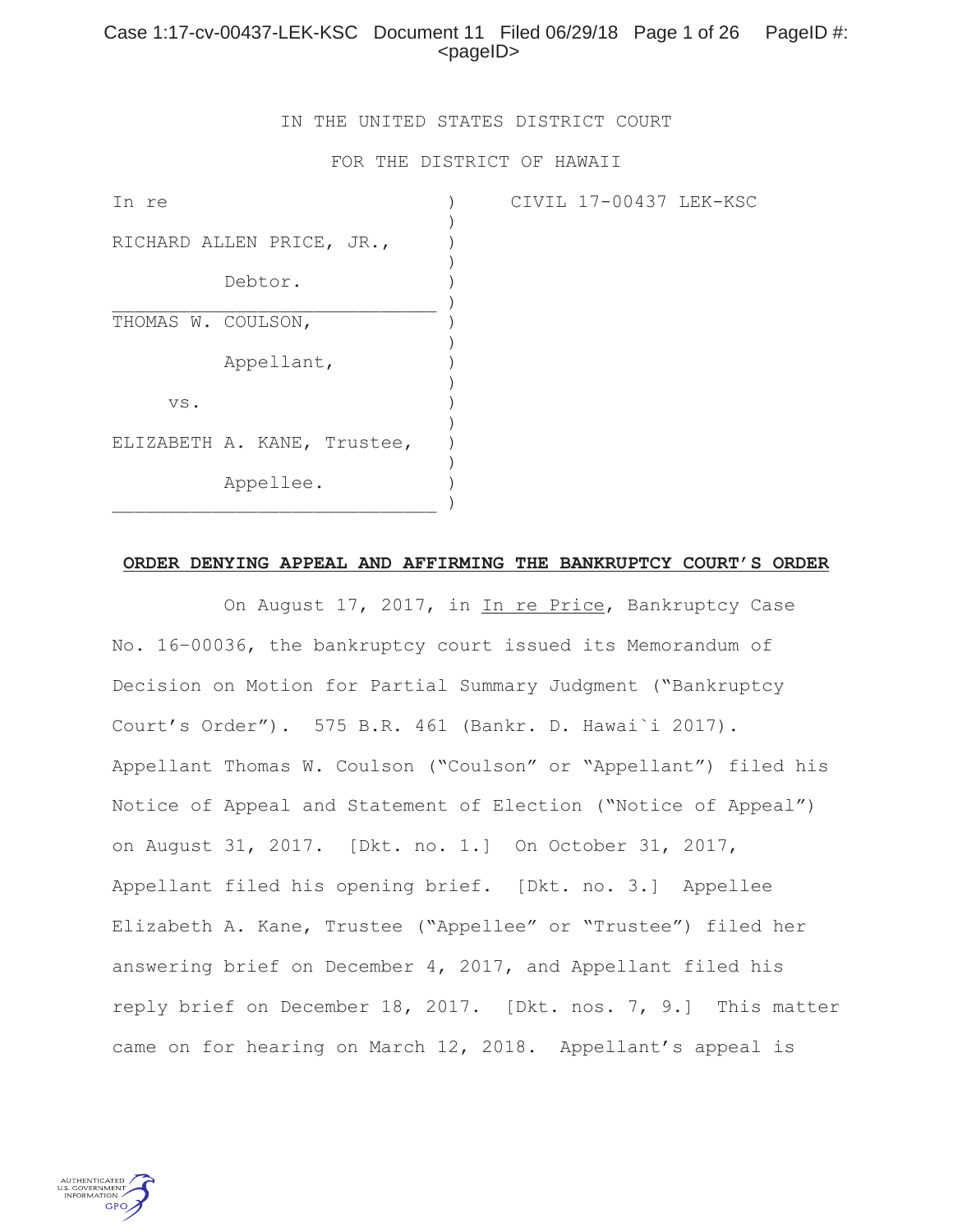IN THE UNITED STATES DISTRICT COURT

FOR THE DISTRICT OF HAWAII

| | | |
|---|---|---|
| In re | ) | CIVIL 17-00437 LEK-KSC |
| RICHARD ALLEN PRICE, JR., | ) | |
| Debtor. | ) | |
| THOMAS W. COULSON, | ) | |
| Appellant, | ) | |
| vs. | ) | |
| ELIZABETH A. KANE, Trustee, | ) | |
| Appellee. | ) | |

**ORDER DENYING APPEAL AND AFFIRMING THE BANKRUPTCY COURT'S ORDER**

On August 17, 2017, in In re Price, Bankruptcy Case No. 16-00036, the bankruptcy court issued its Memorandum of Decision on Motion for Partial Summary Judgment ("Bankruptcy Court's Order"). 575 B.R. 461 (Bankr. D. Hawai`i 2017). Appellant Thomas W. Coulson ("Coulson" or "Appellant") filed his Notice of Appeal and Statement of Election ("Notice of Appeal") on August 31, 2017. [Dkt. no. 1.] On October 31, 2017, Appellant filed his opening brief. [Dkt. no. 3.] Appellee Elizabeth A. Kane, Trustee ("Appellee" or "Trustee") filed her answering brief on December 4, 2017, and Appellant filed his reply brief on December 18, 2017. [Dkt. nos. 7, 9.] This matter came on for hearing on March 12, 2018. Appellant's appeal is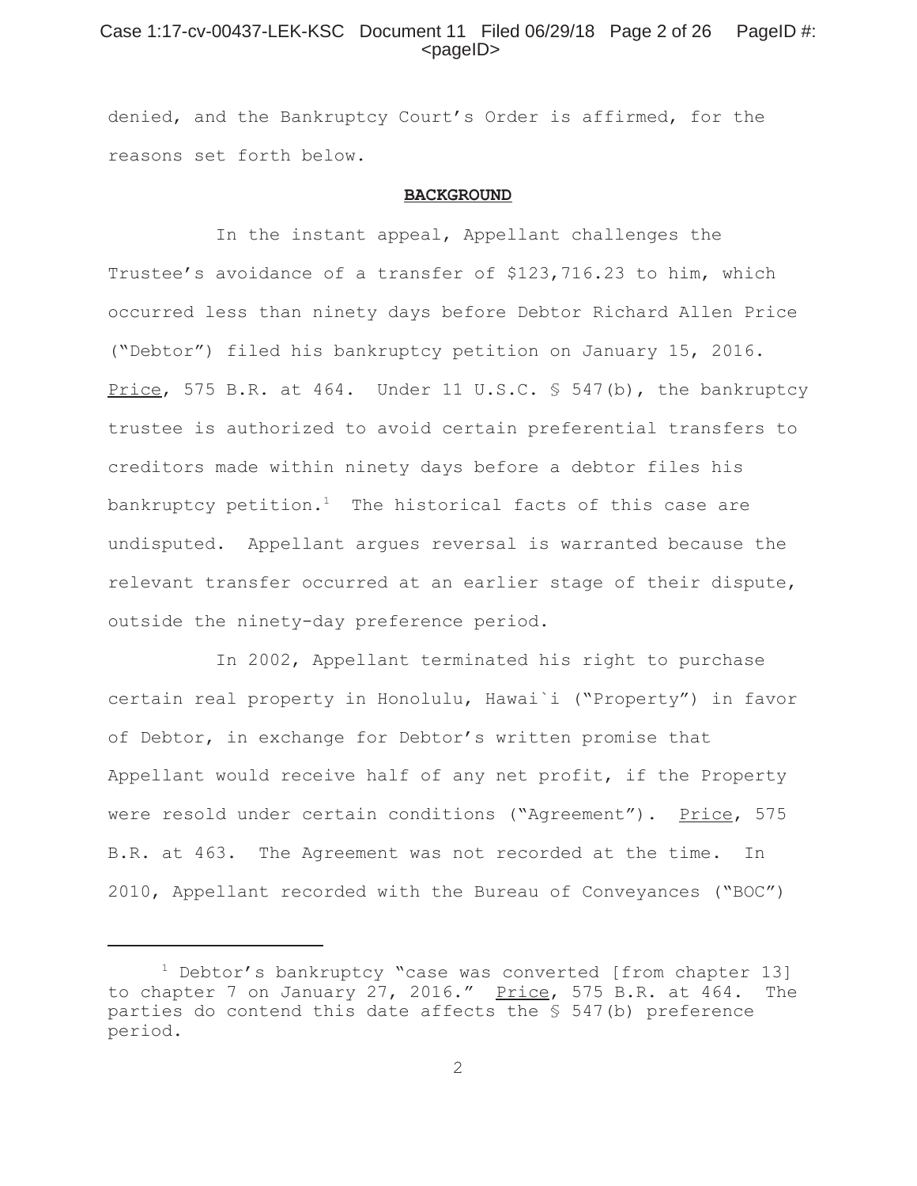denied, and the Bankruptcy Court's Order is affirmed, for the reasons set forth below.

**BACKGROUND**

In the instant appeal, Appellant challenges the Trustee's avoidance of a transfer of $123,716.23 to him, which occurred less than ninety days before Debtor Richard Allen Price ("Debtor") filed his bankruptcy petition on January 15, 2016. Price, 575 B.R. at 464. Under 11 U.S.C. § 547(b), the bankruptcy trustee is authorized to avoid certain preferential transfers to creditors made within ninety days before a debtor files his bankruptcy petition.[1] The historical facts of this case are undisputed. Appellant argues reversal is warranted because the relevant transfer occurred at an earlier stage of their dispute, outside the ninety-day preference period.

In 2002, Appellant terminated his right to purchase certain real property in Honolulu, Hawai`i ("Property") in favor of Debtor, in exchange for Debtor's written promise that Appellant would receive half of any net profit, if the Property were resold under certain conditions ("Agreement"). Price, 575 B.R. at 463. The Agreement was not recorded at the time. In 2010, Appellant recorded with the Bureau of Conveyances ("BOC")

[1] Debtor's bankruptcy "case was converted [from chapter 13] to chapter 7 on January 27, 2016." Price, 575 B.R. at 464. The parties do contend this date affects the § 547(b) preference period.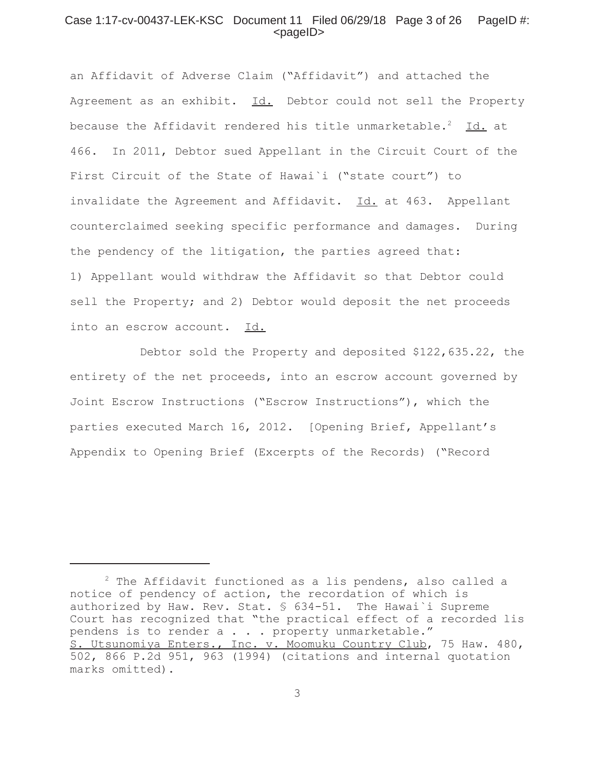an Affidavit of Adverse Claim ("Affidavit") and attached the Agreement as an exhibit. Id. Debtor could not sell the Property because the Affidavit rendered his title unmarketable.[2] Id. at 466. In 2011, Debtor sued Appellant in the Circuit Court of the First Circuit of the State of Hawai`i ("state court") to invalidate the Agreement and Affidavit. Id. at 463. Appellant counterclaimed seeking specific performance and damages. During the pendency of the litigation, the parties agreed that: 1) Appellant would withdraw the Affidavit so that Debtor could sell the Property; and 2) Debtor would deposit the net proceeds into an escrow account. Id.

Debtor sold the Property and deposited $122,635.22, the entirety of the net proceeds, into an escrow account governed by Joint Escrow Instructions ("Escrow Instructions"), which the parties executed March 16, 2012. [Opening Brief, Appellant's Appendix to Opening Brief (Excerpts of the Records) ("Record

---

[2] The Affidavit functioned as a lis pendens, also called a notice of pendency of action, the recordation of which is authorized by Haw. Rev. Stat. § 634-51. The Hawai`i Supreme Court has recognized that "the practical effect of a recorded lis pendens is to render a . . . property unmarketable." S. Utsunomiya Enters., Inc. v. Moomuku Country Club, 75 Haw. 480, 502, 866 P.2d 951, 963 (1994) (citations and internal quotation marks omitted).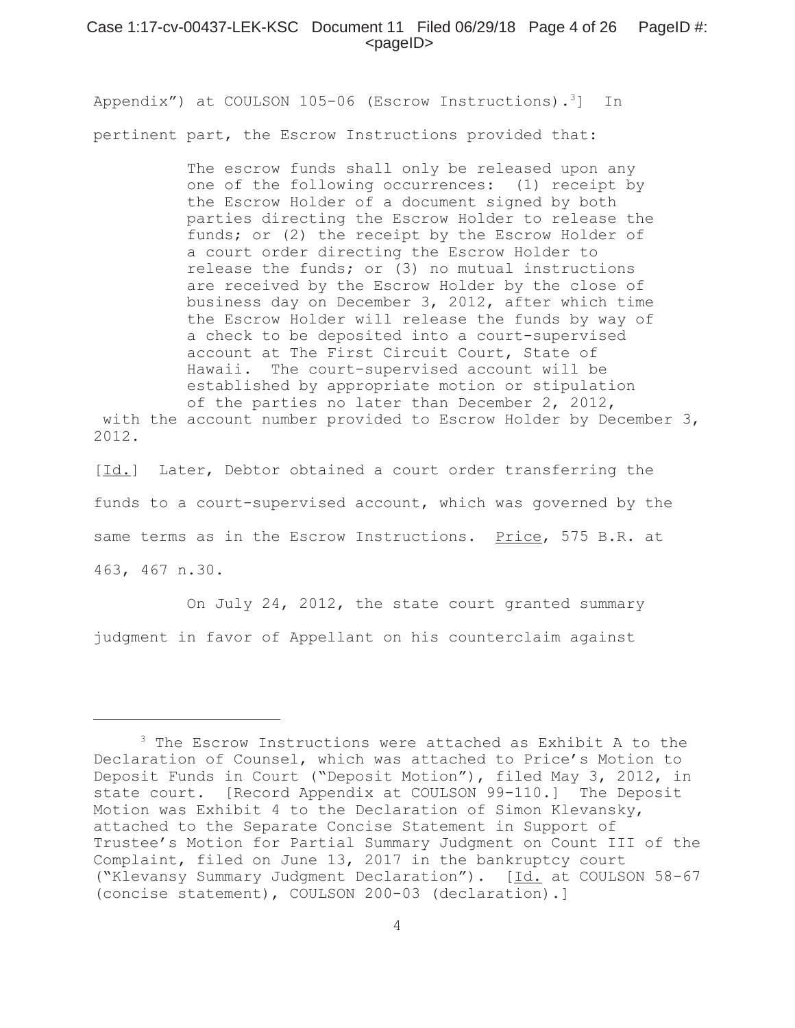Appendix") at COULSON 105-06 (Escrow Instructions).[3]] In pertinent part, the Escrow Instructions provided that:

> The escrow funds shall only be released upon any one of the following occurrences: (1) receipt by the Escrow Holder of a document signed by both parties directing the Escrow Holder to release the funds; or (2) the receipt by the Escrow Holder of a court order directing the Escrow Holder to release the funds; or (3) no mutual instructions are received by the Escrow Holder by the close of business day on December 3, 2012, after which time the Escrow Holder will release the funds by way of a check to be deposited into a court-supervised account at The First Circuit Court, State of Hawaii. The court-supervised account will be established by appropriate motion or stipulation of the parties no later than December 2, 2012, with the account number provided to Escrow Holder by December 3, 2012.

[Id.] Later, Debtor obtained a court order transferring the funds to a court-supervised account, which was governed by the same terms as in the Escrow Instructions. Price, 575 B.R. at 463, 467 n.30.

On July 24, 2012, the state court granted summary judgment in favor of Appellant on his counterclaim against

---

[3] The Escrow Instructions were attached as Exhibit A to the Declaration of Counsel, which was attached to Price's Motion to Deposit Funds in Court ("Deposit Motion"), filed May 3, 2012, in state court. [Record Appendix at COULSON 99-110.] The Deposit Motion was Exhibit 4 to the Declaration of Simon Klevansky, attached to the Separate Concise Statement in Support of Trustee's Motion for Partial Summary Judgment on Count III of the Complaint, filed on June 13, 2017 in the bankruptcy court ("Klevansy Summary Judgment Declaration"). [Id. at COULSON 58-67 (concise statement), COULSON 200-03 (declaration).]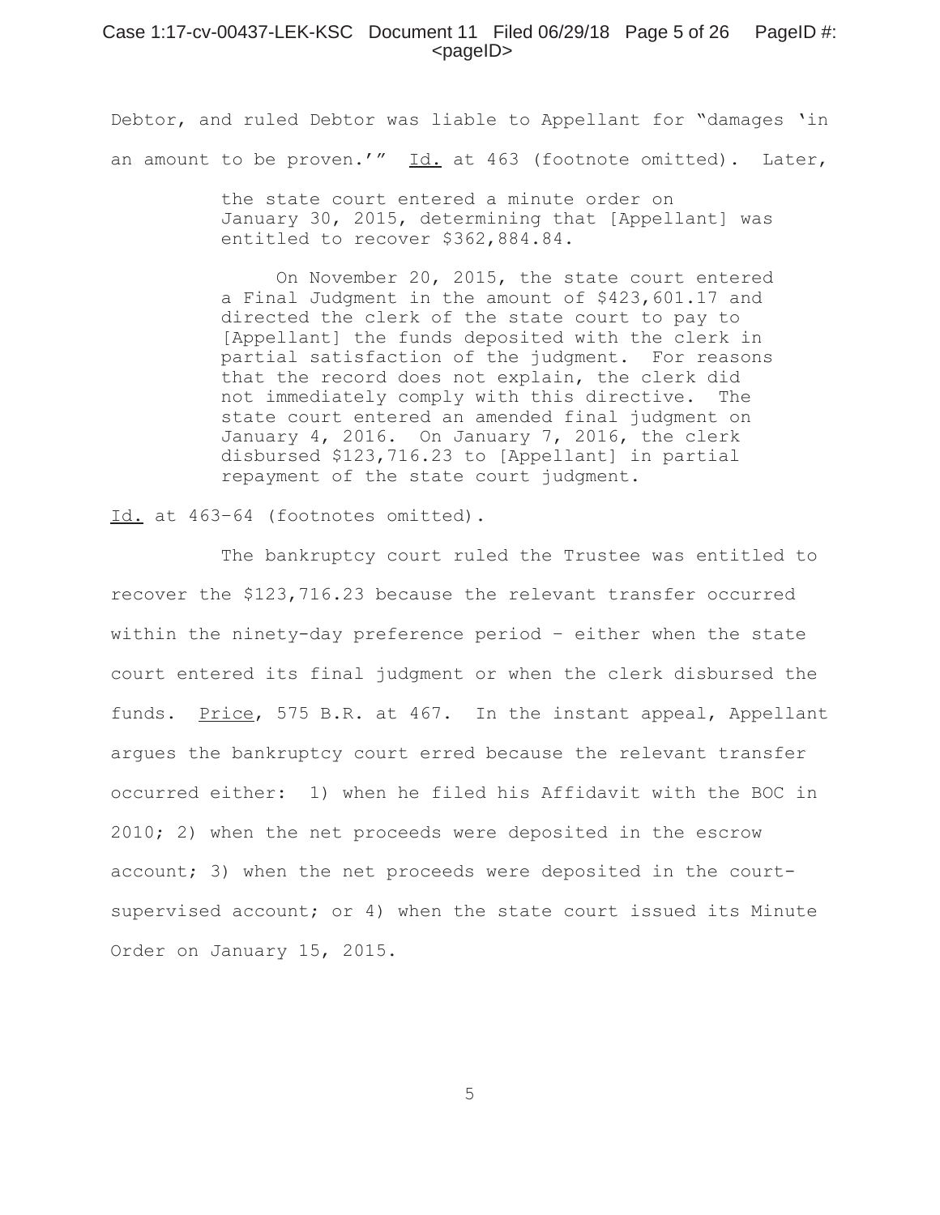Debtor, and ruled Debtor was liable to Appellant for "damages 'in an amount to be proven.'" Id. at 463 (footnote omitted). Later,

> the state court entered a minute order on January 30, 2015, determining that [Appellant] was entitled to recover $362,884.84.
>
> On November 20, 2015, the state court entered a Final Judgment in the amount of $423,601.17 and directed the clerk of the state court to pay to [Appellant] the funds deposited with the clerk in partial satisfaction of the judgment. For reasons that the record does not explain, the clerk did not immediately comply with this directive. The state court entered an amended final judgment on January 4, 2016. On January 7, 2016, the clerk disbursed $123,716.23 to [Appellant] in partial repayment of the state court judgment.

Id. at 463–64 (footnotes omitted).

The bankruptcy court ruled the Trustee was entitled to recover the $123,716.23 because the relevant transfer occurred within the ninety-day preference period – either when the state court entered its final judgment or when the clerk disbursed the funds. Price, 575 B.R. at 467. In the instant appeal, Appellant argues the bankruptcy court erred because the relevant transfer occurred either: 1) when he filed his Affidavit with the BOC in 2010; 2) when the net proceeds were deposited in the escrow account; 3) when the net proceeds were deposited in the court-supervised account; or 4) when the state court issued its Minute Order on January 15, 2015.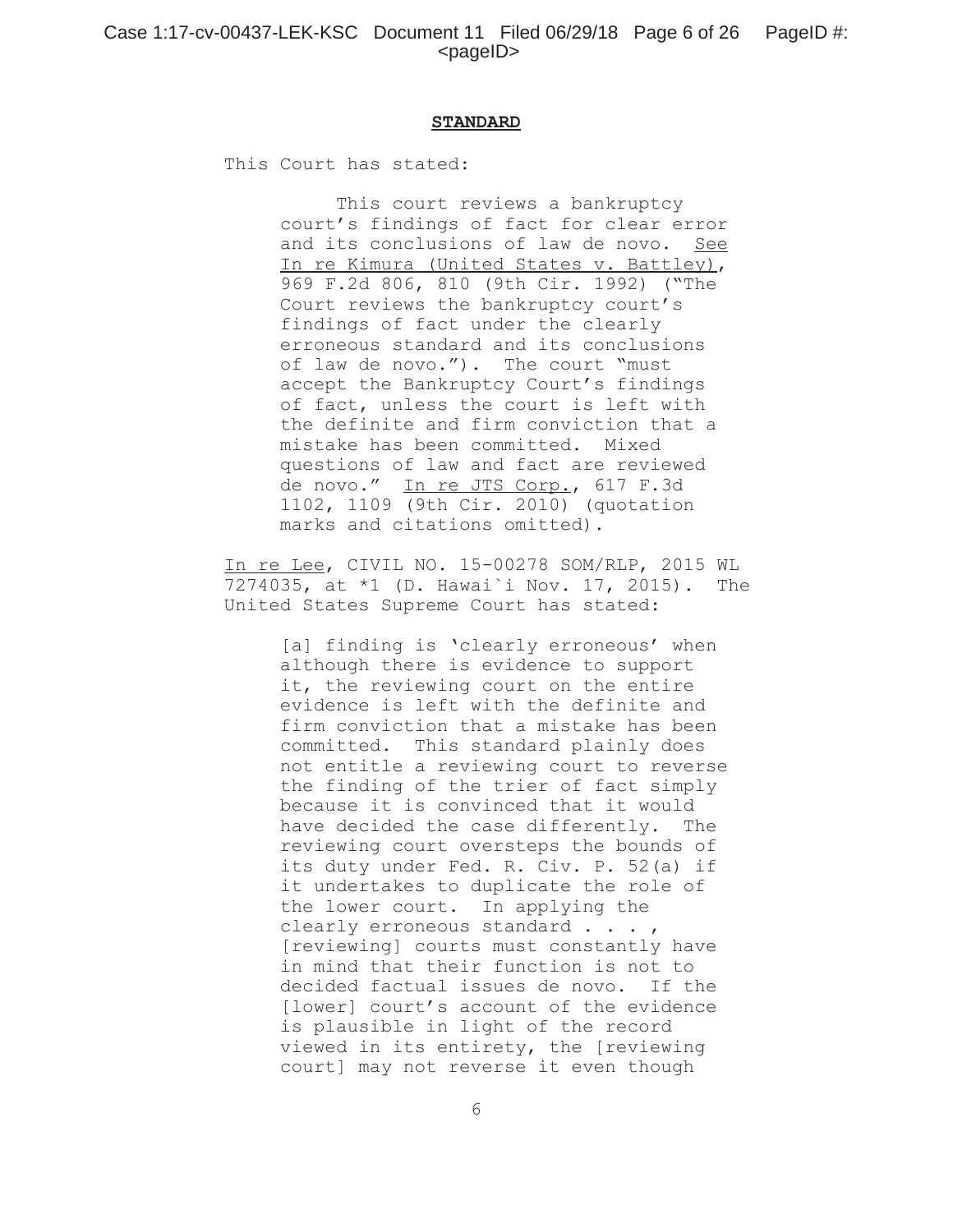## STANDARD

This Court has stated:

> This court reviews a bankruptcy court's findings of fact for clear error and its conclusions of law de novo. See In re Kimura (United States v. Battley), 969 F.2d 806, 810 (9th Cir. 1992) ("The Court reviews the bankruptcy court's findings of fact under the clearly erroneous standard and its conclusions of law de novo."). The court "must accept the Bankruptcy Court's findings of fact, unless the court is left with the definite and firm conviction that a mistake has been committed. Mixed questions of law and fact are reviewed de novo." In re JTS Corp., 617 F.3d 1102, 1109 (9th Cir. 2010) (quotation marks and citations omitted).

In re Lee, CIVIL NO. 15-00278 SOM/RLP, 2015 WL 7274035, at *1 (D. Hawai`i Nov. 17, 2015). The United States Supreme Court has stated:

> [a] finding is 'clearly erroneous' when although there is evidence to support it, the reviewing court on the entire evidence is left with the definite and firm conviction that a mistake has been committed. This standard plainly does not entitle a reviewing court to reverse the finding of the trier of fact simply because it is convinced that it would have decided the case differently. The reviewing court oversteps the bounds of its duty under Fed. R. Civ. P. 52(a) if it undertakes to duplicate the role of the lower court. In applying the clearly erroneous standard . . . , [reviewing] courts must constantly have in mind that their function is not to decided factual issues de novo. If the [lower] court's account of the evidence is plausible in light of the record viewed in its entirety, the [reviewing court] may not reverse it even though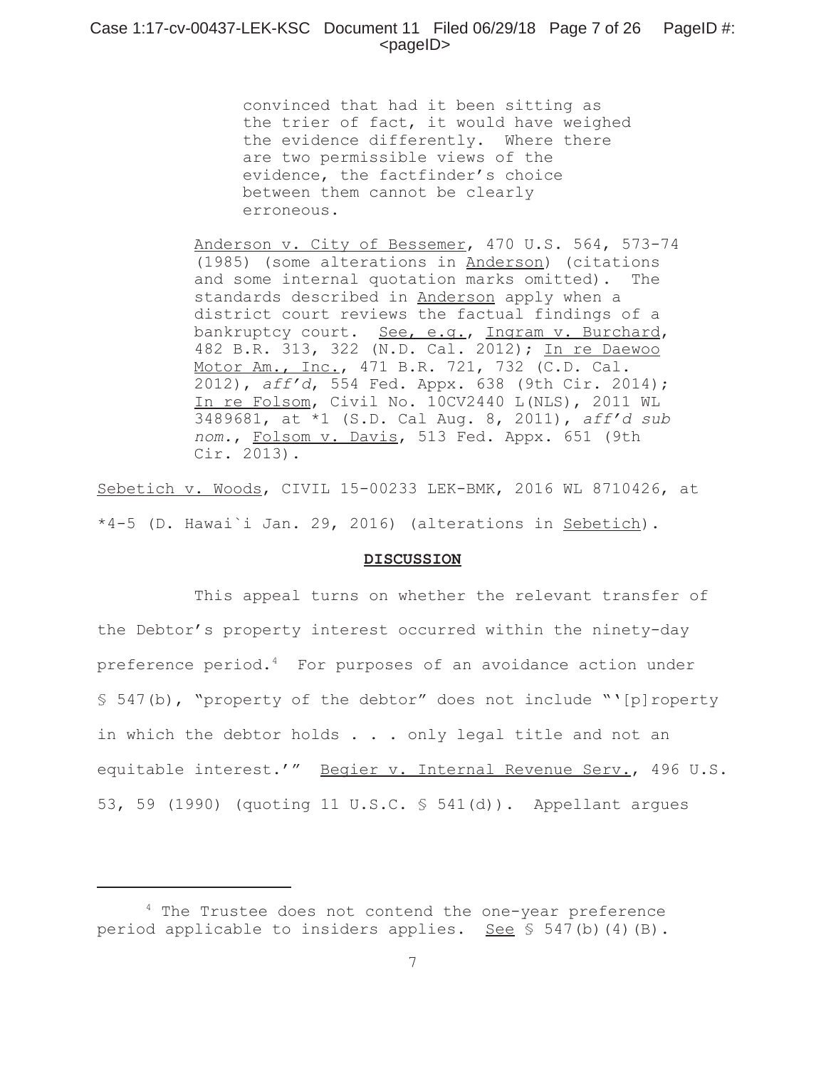> > convinced that had it been sitting as the trier of fact, it would have weighed the evidence differently. Where there are two permissible views of the evidence, the factfinder's choice between them cannot be clearly erroneous.
>
> Anderson v. City of Bessemer, 470 U.S. 564, 573-74 (1985) (some alterations in Anderson) (citations and some internal quotation marks omitted). The standards described in Anderson apply when a district court reviews the factual findings of a bankruptcy court. See, e.g., Ingram v. Burchard, 482 B.R. 313, 322 (N.D. Cal. 2012); In re Daewoo Motor Am., Inc., 471 B.R. 721, 732 (C.D. Cal. 2012), *aff'd*, 554 Fed. Appx. 638 (9th Cir. 2014); In re Folsom, Civil No. 10CV2440 L(NLS), 2011 WL 3489681, at *1 (S.D. Cal Aug. 8, 2011), *aff'd sub nom.*, Folsom v. Davis, 513 Fed. Appx. 651 (9th Cir. 2013).

Sebetich v. Woods, CIVIL 15-00233 LEK-BMK, 2016 WL 8710426, at *4-5 (D. Hawai`i Jan. 29, 2016) (alterations in Sebetich).

**DISCUSSION**

This appeal turns on whether the relevant transfer of the Debtor's property interest occurred within the ninety-day preference period.[4] For purposes of an avoidance action under § 547(b), "property of the debtor" does not include "'[p]roperty in which the debtor holds . . . only legal title and not an equitable interest.'" Begier v. Internal Revenue Serv., 496 U.S. 53, 59 (1990) (quoting 11 U.S.C. § 541(d)). Appellant argues

---

[4] The Trustee does not contend the one-year preference period applicable to insiders applies. See § 547(b)(4)(B).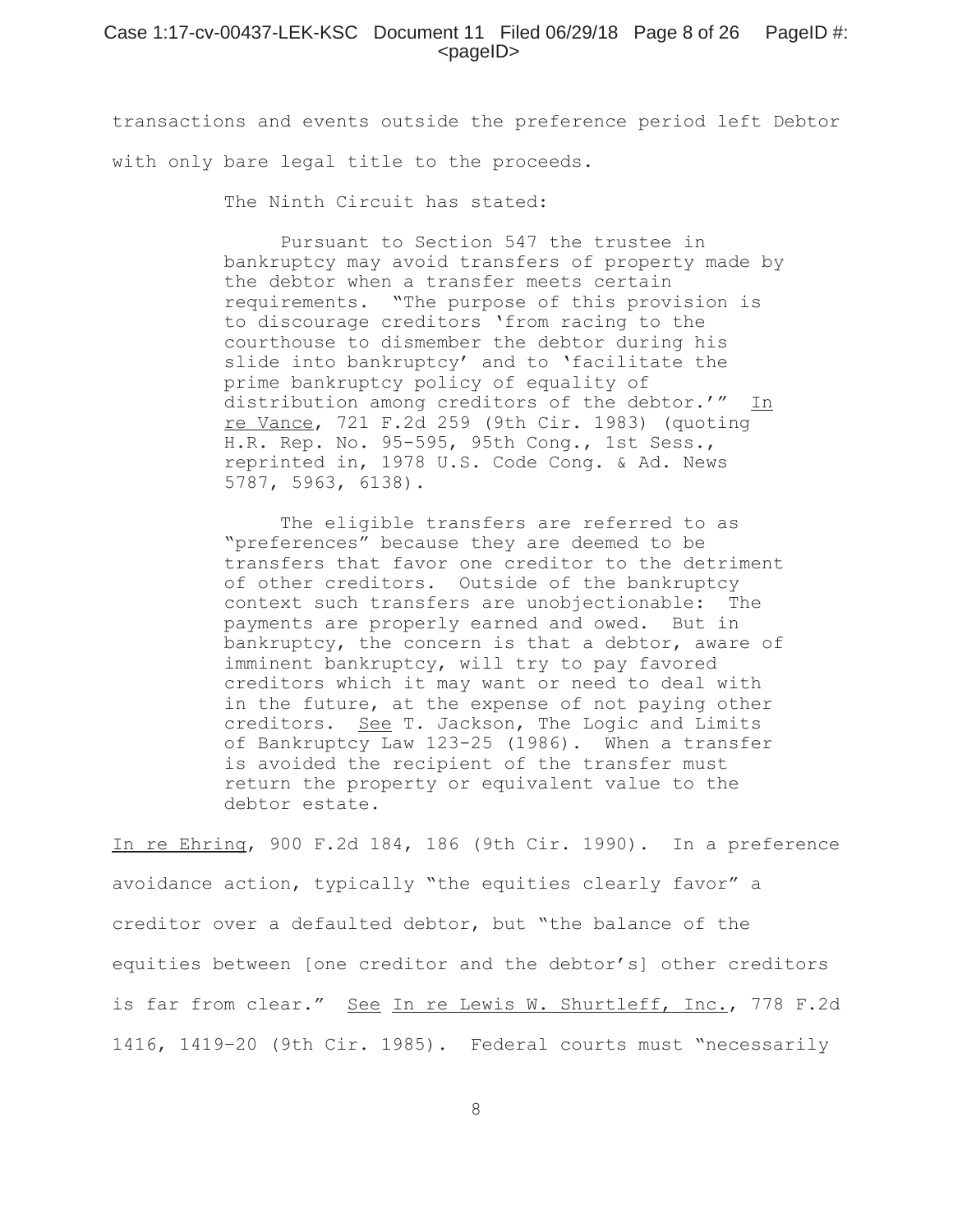transactions and events outside the preference period left Debtor with only bare legal title to the proceeds.

The Ninth Circuit has stated:

> Pursuant to Section 547 the trustee in bankruptcy may avoid transfers of property made by the debtor when a transfer meets certain requirements. "The purpose of this provision is to discourage creditors 'from racing to the courthouse to dismember the debtor during his slide into bankruptcy' and to 'facilitate the prime bankruptcy policy of equality of distribution among creditors of the debtor.'" In re Vance, 721 F.2d 259 (9th Cir. 1983) (quoting H.R. Rep. No. 95-595, 95th Cong., 1st Sess., reprinted in, 1978 U.S. Code Cong. & Ad. News 5787, 5963, 6138).
>
> The eligible transfers are referred to as "preferences" because they are deemed to be transfers that favor one creditor to the detriment of other creditors. Outside of the bankruptcy context such transfers are unobjectionable: The payments are properly earned and owed. But in bankruptcy, the concern is that a debtor, aware of imminent bankruptcy, will try to pay favored creditors which it may want or need to deal with in the future, at the expense of not paying other creditors. See T. Jackson, The Logic and Limits of Bankruptcy Law 123-25 (1986). When a transfer is avoided the recipient of the transfer must return the property or equivalent value to the debtor estate.

In re Ehring, 900 F.2d 184, 186 (9th Cir. 1990). In a preference avoidance action, typically "the equities clearly favor" a creditor over a defaulted debtor, but "the balance of the equities between [one creditor and the debtor's] other creditors is far from clear." See In re Lewis W. Shurtleff, Inc., 778 F.2d 1416, 1419–20 (9th Cir. 1985). Federal courts must "necessarily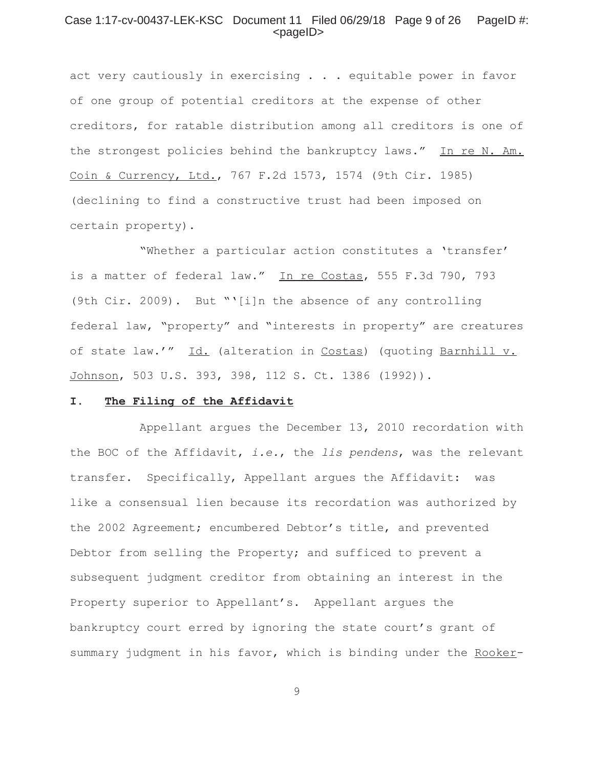act very cautiously in exercising . . . equitable power in favor of one group of potential creditors at the expense of other creditors, for ratable distribution among all creditors is one of the strongest policies behind the bankruptcy laws." In re N. Am. Coin & Currency, Ltd., 767 F.2d 1573, 1574 (9th Cir. 1985) (declining to find a constructive trust had been imposed on certain property).

"Whether a particular action constitutes a 'transfer' is a matter of federal law." In re Costas, 555 F.3d 790, 793 (9th Cir. 2009). But "'[i]n the absence of any controlling federal law, "property" and "interests in property" are creatures of state law.'" Id. (alteration in Costas) (quoting Barnhill v. Johnson, 503 U.S. 393, 398, 112 S. Ct. 1386 (1992)).

## I. The Filing of the Affidavit

Appellant argues the December 13, 2010 recordation with the BOC of the Affidavit, *i.e.*, the *lis pendens*, was the relevant transfer. Specifically, Appellant argues the Affidavit: was like a consensual lien because its recordation was authorized by the 2002 Agreement; encumbered Debtor's title, and prevented Debtor from selling the Property; and sufficed to prevent a subsequent judgment creditor from obtaining an interest in the Property superior to Appellant's. Appellant argues the bankruptcy court erred by ignoring the state court's grant of summary judgment in his favor, which is binding under the Rooker-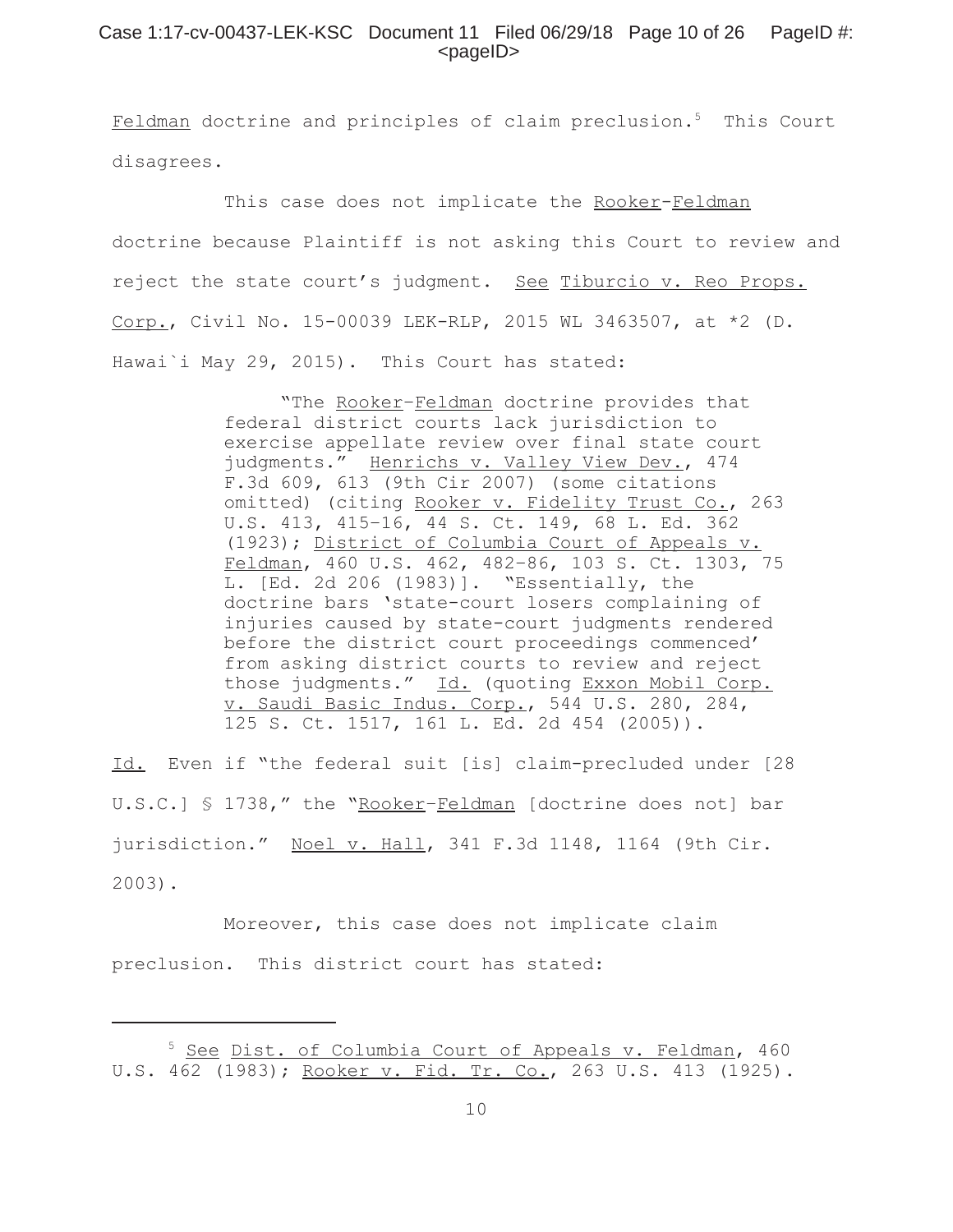Feldman doctrine and principles of claim preclusion.[5] This Court disagrees.

This case does not implicate the Rooker-Feldman doctrine because Plaintiff is not asking this Court to review and reject the state court's judgment. See Tiburcio v. Reo Props. Corp., Civil No. 15-00039 LEK-RLP, 2015 WL 3463507, at *2 (D. Hawai`i May 29, 2015). This Court has stated:

> "The Rooker–Feldman doctrine provides that federal district courts lack jurisdiction to exercise appellate review over final state court judgments." Henrichs v. Valley View Dev., 474 F.3d 609, 613 (9th Cir 2007) (some citations omitted) (citing Rooker v. Fidelity Trust Co., 263 U.S. 413, 415–16, 44 S. Ct. 149, 68 L. Ed. 362 (1923); District of Columbia Court of Appeals v. Feldman, 460 U.S. 462, 482–86, 103 S. Ct. 1303, 75 L. [Ed. 2d 206 (1983)]. "Essentially, the doctrine bars 'state-court losers complaining of injuries caused by state-court judgments rendered before the district court proceedings commenced' from asking district courts to review and reject those judgments." Id. (quoting Exxon Mobil Corp. v. Saudi Basic Indus. Corp., 544 U.S. 280, 284, 125 S. Ct. 1517, 161 L. Ed. 2d 454 (2005)).

Id. Even if "the federal suit [is] claim-precluded under [28 U.S.C.] § 1738," the "Rooker–Feldman [doctrine does not] bar jurisdiction." Noel v. Hall, 341 F.3d 1148, 1164 (9th Cir. 2003).

Moreover, this case does not implicate claim preclusion. This district court has stated:

---

[5] See Dist. of Columbia Court of Appeals v. Feldman, 460 U.S. 462 (1983); Rooker v. Fid. Tr. Co., 263 U.S. 413 (1925).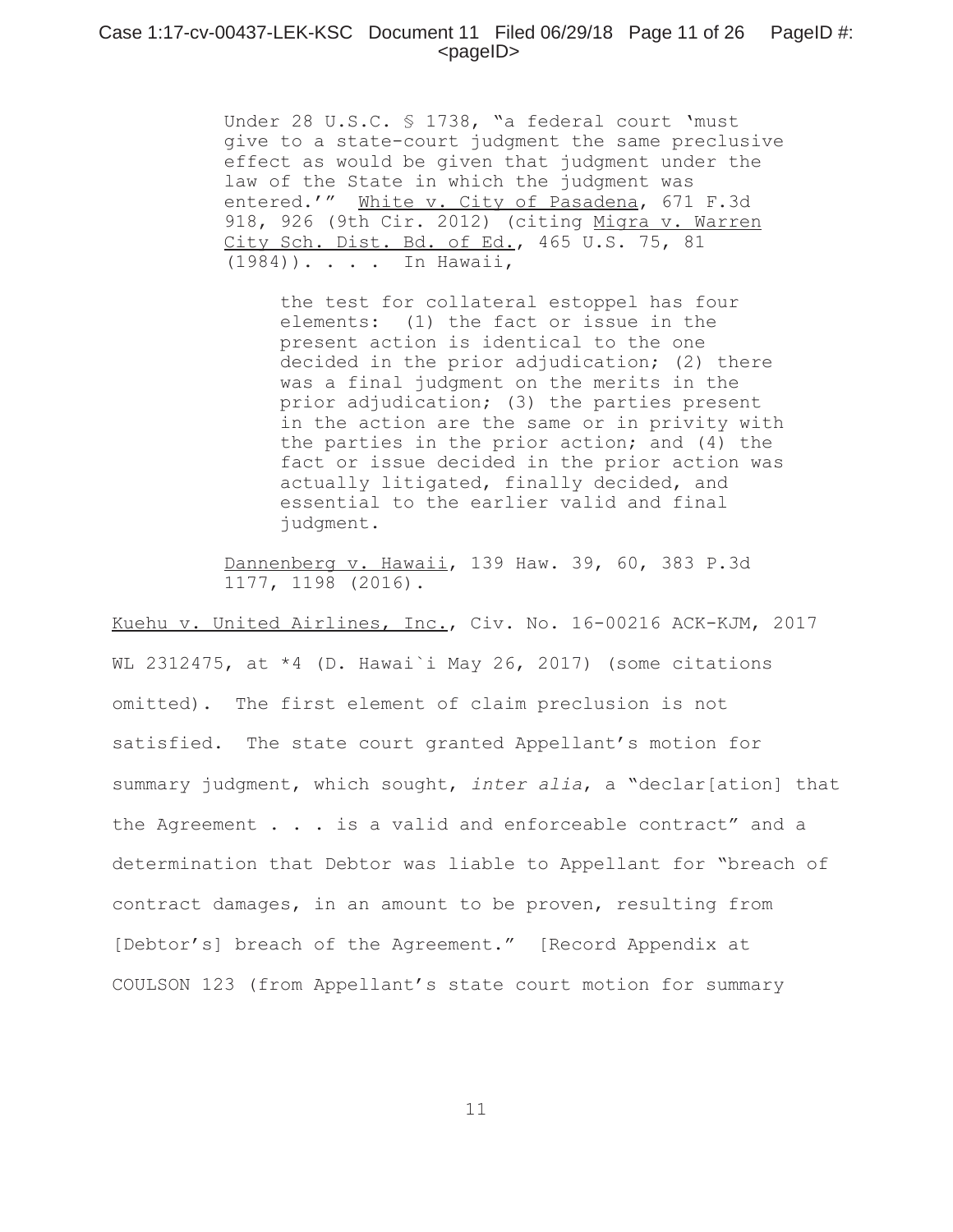> Under 28 U.S.C. § 1738, "a federal court 'must give to a state-court judgment the same preclusive effect as would be given that judgment under the law of the State in which the judgment was entered.'" White v. City of Pasadena, 671 F.3d 918, 926 (9th Cir. 2012) (citing Migra v. Warren City Sch. Dist. Bd. of Ed., 465 U.S. 75, 81 (1984)). . . . In Hawaii,
>
> > the test for collateral estoppel has four elements: (1) the fact or issue in the present action is identical to the one decided in the prior adjudication; (2) there was a final judgment on the merits in the prior adjudication; (3) the parties present in the action are the same or in privity with the parties in the prior action; and (4) the fact or issue decided in the prior action was actually litigated, finally decided, and essential to the earlier valid and final judgment.
>
> Dannenberg v. Hawaii, 139 Haw. 39, 60, 383 P.3d 1177, 1198 (2016).

Kuehu v. United Airlines, Inc., Civ. No. 16-00216 ACK-KJM, 2017 WL 2312475, at *4 (D. Hawai`i May 26, 2017) (some citations omitted). The first element of claim preclusion is not satisfied. The state court granted Appellant's motion for summary judgment, which sought, *inter alia*, a "declar[ation] that the Agreement . . . is a valid and enforceable contract" and a determination that Debtor was liable to Appellant for "breach of contract damages, in an amount to be proven, resulting from [Debtor's] breach of the Agreement." [Record Appendix at COULSON 123 (from Appellant's state court motion for summary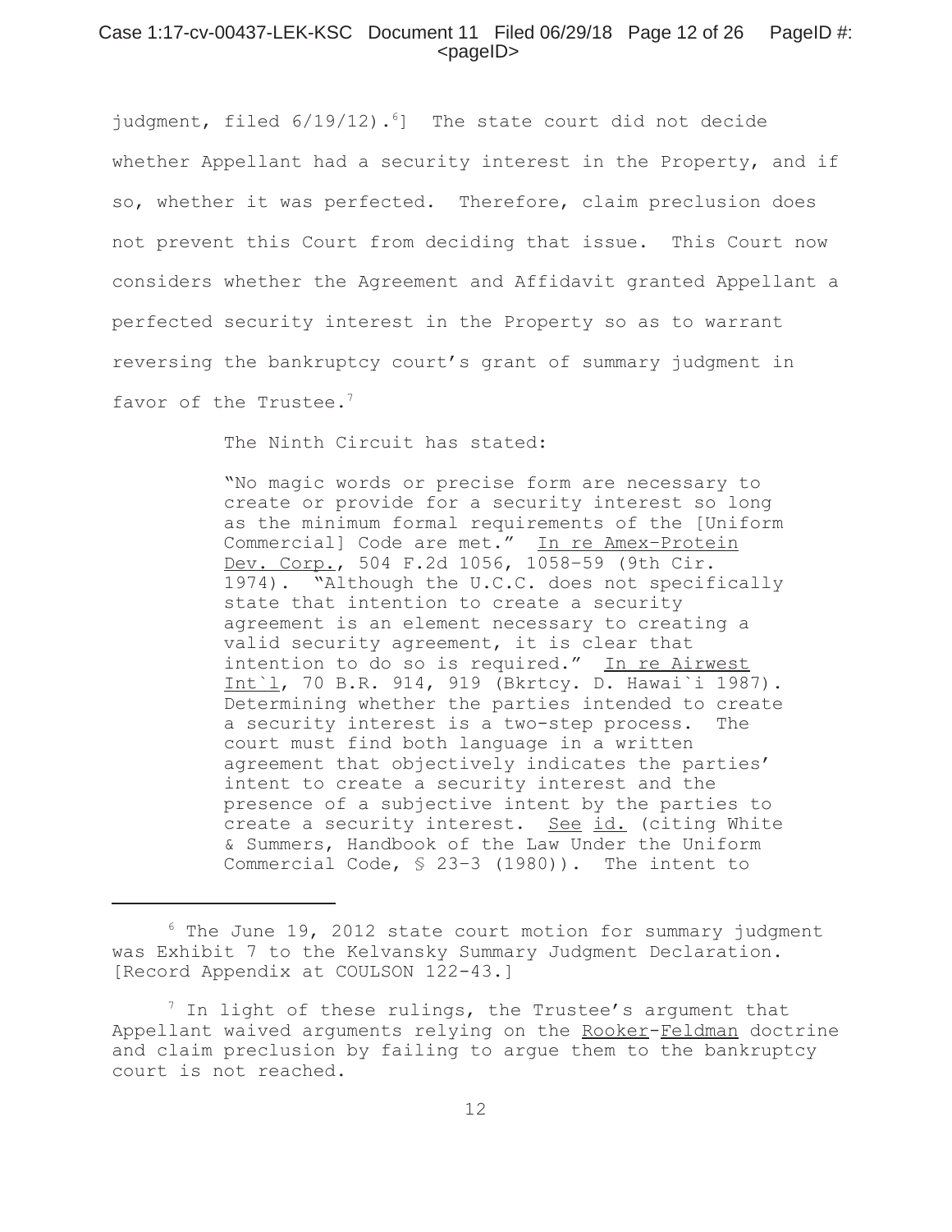judgment, filed 6/19/12).[6]] The state court did not decide whether Appellant had a security interest in the Property, and if so, whether it was perfected. Therefore, claim preclusion does not prevent this Court from deciding that issue. This Court now considers whether the Agreement and Affidavit granted Appellant a perfected security interest in the Property so as to warrant reversing the bankruptcy court's grant of summary judgment in favor of the Trustee.[7]

The Ninth Circuit has stated:

> "No magic words or precise form are necessary to create or provide for a security interest so long as the minimum formal requirements of the [Uniform Commercial] Code are met." In re Amex–Protein Dev. Corp., 504 F.2d 1056, 1058–59 (9th Cir. 1974). "Although the U.C.C. does not specifically state that intention to create a security agreement is an element necessary to creating a valid security agreement, it is clear that intention to do so is required." In re Airwest Int`l, 70 B.R. 914, 919 (Bkrtcy. D. Hawai`i 1987). Determining whether the parties intended to create a security interest is a two-step process. The court must find both language in a written agreement that objectively indicates the parties' intent to create a security interest and the presence of a subjective intent by the parties to create a security interest. See id. (citing White & Summers, Handbook of the Law Under the Uniform Commercial Code, § 23–3 (1980)). The intent to

---

[6] The June 19, 2012 state court motion for summary judgment was Exhibit 7 to the Kelvansky Summary Judgment Declaration. [Record Appendix at COULSON 122-43.]

[7] In light of these rulings, the Trustee's argument that Appellant waived arguments relying on the Rooker-Feldman doctrine and claim preclusion by failing to argue them to the bankruptcy court is not reached.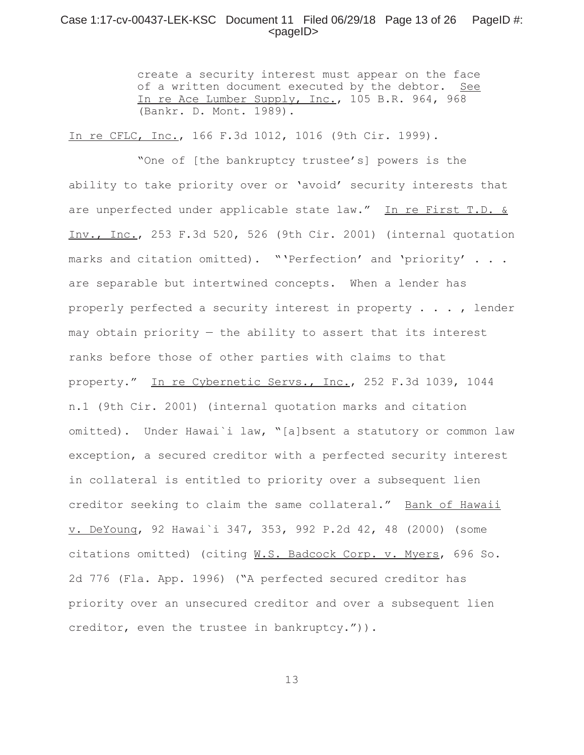> create a security interest must appear on the face of a written document executed by the debtor. See In re Ace Lumber Supply, Inc., 105 B.R. 964, 968 (Bankr. D. Mont. 1989).

In re CFLC, Inc., 166 F.3d 1012, 1016 (9th Cir. 1999).

"One of [the bankruptcy trustee's] powers is the ability to take priority over or 'avoid' security interests that are unperfected under applicable state law." In re First T.D. & Inv., Inc., 253 F.3d 520, 526 (9th Cir. 2001) (internal quotation marks and citation omitted). "'Perfection' and 'priority' . . . are separable but intertwined concepts. When a lender has properly perfected a security interest in property . . . , lender may obtain priority — the ability to assert that its interest ranks before those of other parties with claims to that property." In re Cybernetic Servs., Inc., 252 F.3d 1039, 1044 n.1 (9th Cir. 2001) (internal quotation marks and citation omitted). Under Hawai`i law, "[a]bsent a statutory or common law exception, a secured creditor with a perfected security interest in collateral is entitled to priority over a subsequent lien creditor seeking to claim the same collateral." Bank of Hawaii v. DeYoung, 92 Hawai`i 347, 353, 992 P.2d 42, 48 (2000) (some citations omitted) (citing W.S. Badcock Corp. v. Myers, 696 So. 2d 776 (Fla. App. 1996) ("A perfected secured creditor has priority over an unsecured creditor and over a subsequent lien creditor, even the trustee in bankruptcy.")).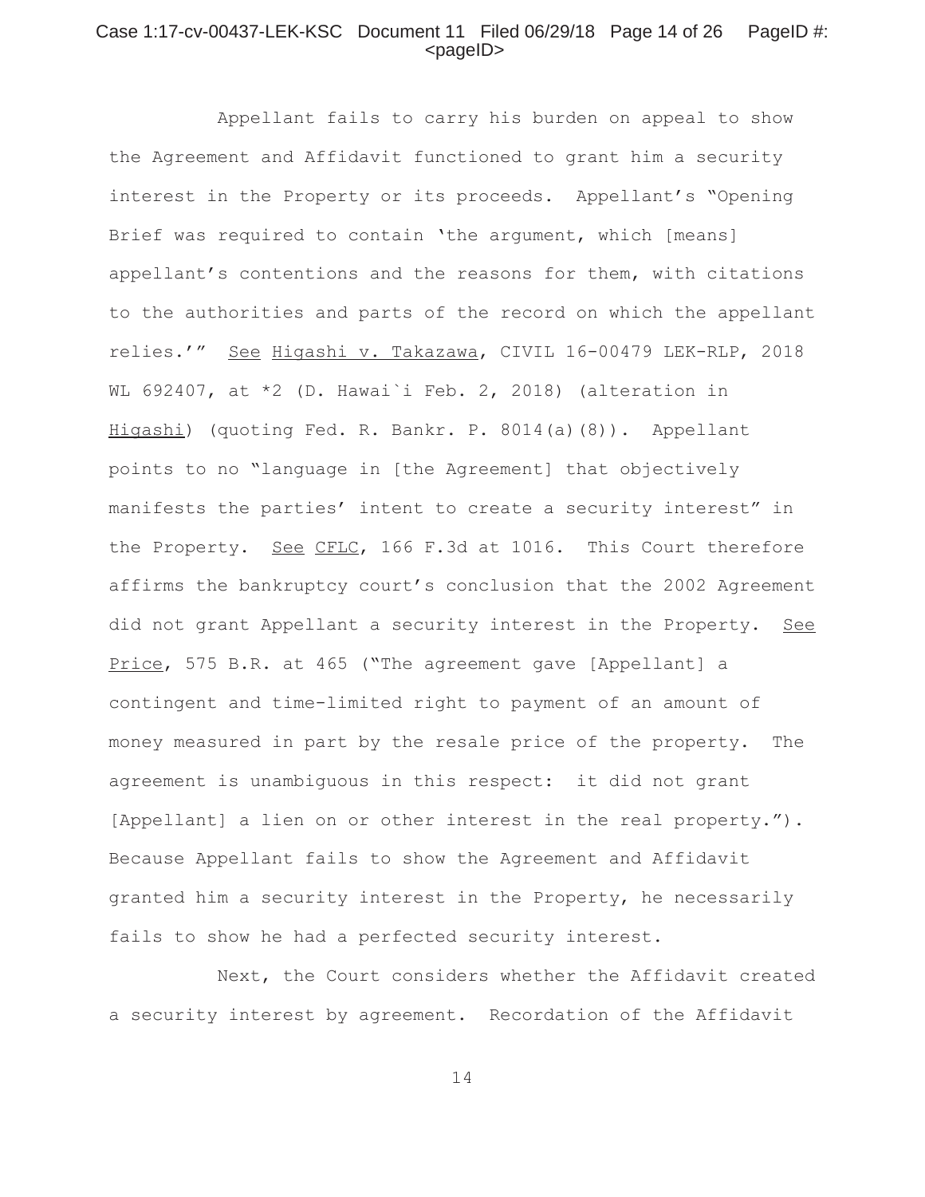Appellant fails to carry his burden on appeal to show the Agreement and Affidavit functioned to grant him a security interest in the Property or its proceeds. Appellant's "Opening Brief was required to contain 'the argument, which [means] appellant's contentions and the reasons for them, with citations to the authorities and parts of the record on which the appellant relies.'" See Higashi v. Takazawa, CIVIL 16-00479 LEK-RLP, 2018 WL 692407, at *2 (D. Hawai`i Feb. 2, 2018) (alteration in Higashi) (quoting Fed. R. Bankr. P. 8014(a)(8)). Appellant points to no "language in [the Agreement] that objectively manifests the parties' intent to create a security interest" in the Property. See CFLC, 166 F.3d at 1016. This Court therefore affirms the bankruptcy court's conclusion that the 2002 Agreement did not grant Appellant a security interest in the Property. See Price, 575 B.R. at 465 ("The agreement gave [Appellant] a contingent and time-limited right to payment of an amount of money measured in part by the resale price of the property. The agreement is unambiguous in this respect: it did not grant [Appellant] a lien on or other interest in the real property."). Because Appellant fails to show the Agreement and Affidavit granted him a security interest in the Property, he necessarily fails to show he had a perfected security interest.

Next, the Court considers whether the Affidavit created a security interest by agreement. Recordation of the Affidavit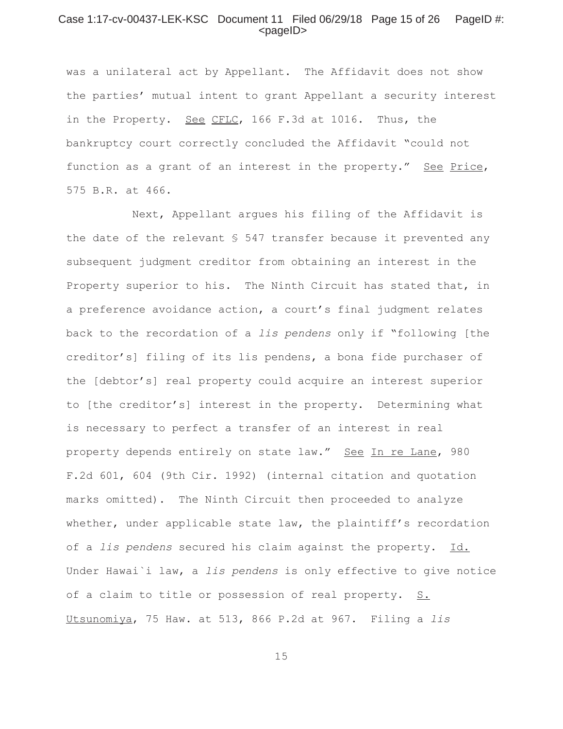was a unilateral act by Appellant. The Affidavit does not show the parties' mutual intent to grant Appellant a security interest in the Property. See CFLC, 166 F.3d at 1016. Thus, the bankruptcy court correctly concluded the Affidavit "could not function as a grant of an interest in the property." See Price, 575 B.R. at 466.

Next, Appellant argues his filing of the Affidavit is the date of the relevant § 547 transfer because it prevented any subsequent judgment creditor from obtaining an interest in the Property superior to his. The Ninth Circuit has stated that, in a preference avoidance action, a court's final judgment relates back to the recordation of a *lis pendens* only if "following [the creditor's] filing of its lis pendens, a bona fide purchaser of the [debtor's] real property could acquire an interest superior to [the creditor's] interest in the property. Determining what is necessary to perfect a transfer of an interest in real property depends entirely on state law." See In re Lane, 980 F.2d 601, 604 (9th Cir. 1992) (internal citation and quotation marks omitted). The Ninth Circuit then proceeded to analyze whether, under applicable state law, the plaintiff's recordation of a *lis pendens* secured his claim against the property. Id. Under Hawai`i law, a *lis pendens* is only effective to give notice of a claim to title or possession of real property. S. Utsunomiya, 75 Haw. at 513, 866 P.2d at 967. Filing a *lis*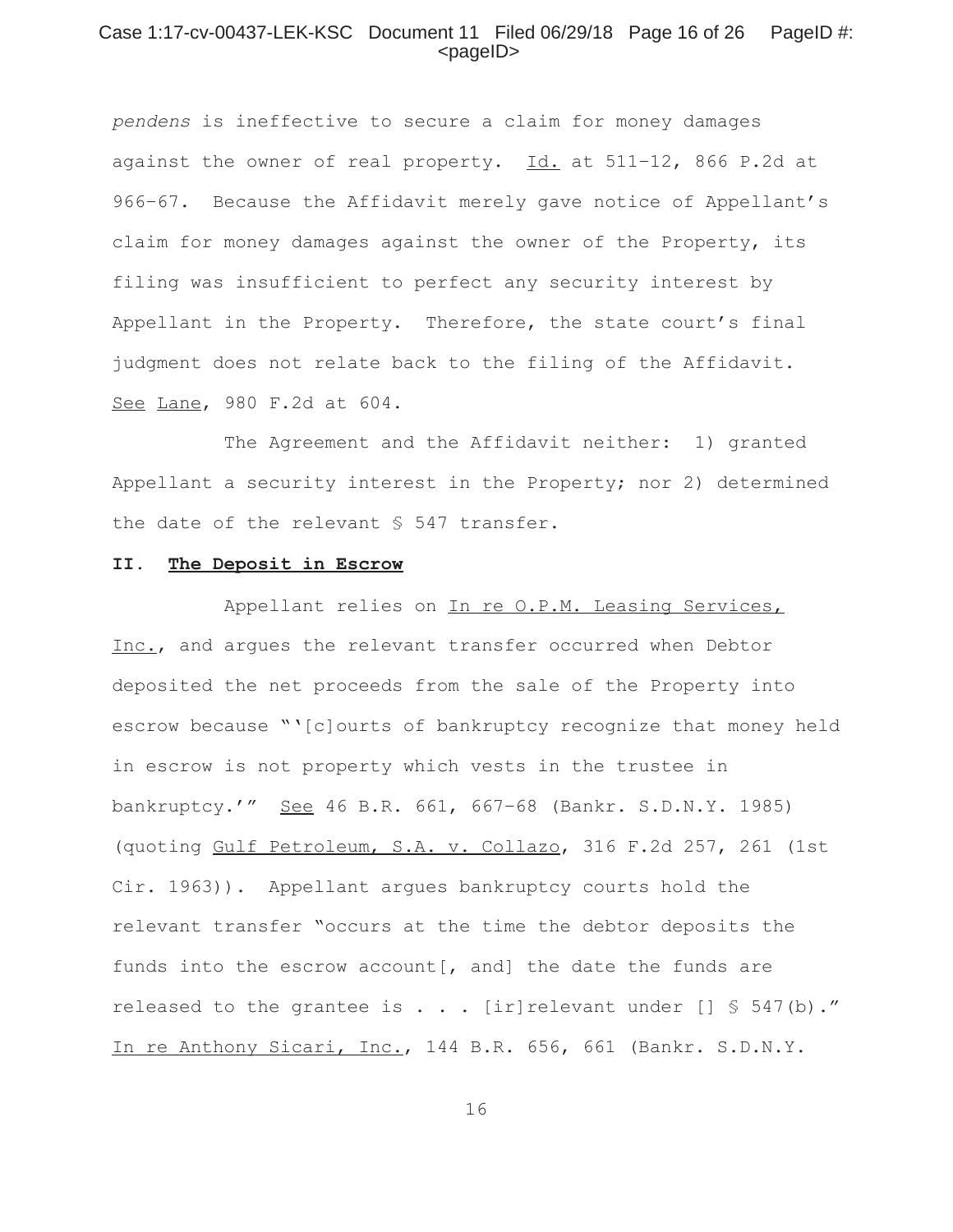*pendens* is ineffective to secure a claim for money damages against the owner of real property. Id. at 511–12, 866 P.2d at 966–67. Because the Affidavit merely gave notice of Appellant's claim for money damages against the owner of the Property, its filing was insufficient to perfect any security interest by Appellant in the Property. Therefore, the state court's final judgment does not relate back to the filing of the Affidavit. See Lane, 980 F.2d at 604.

The Agreement and the Affidavit neither: 1) granted Appellant a security interest in the Property; nor 2) determined the date of the relevant § 547 transfer.

**II. The Deposit in Escrow**

Appellant relies on In re O.P.M. Leasing Services, Inc., and argues the relevant transfer occurred when Debtor deposited the net proceeds from the sale of the Property into escrow because "'[c]ourts of bankruptcy recognize that money held in escrow is not property which vests in the trustee in bankruptcy.'" See 46 B.R. 661, 667–68 (Bankr. S.D.N.Y. 1985) (quoting Gulf Petroleum, S.A. v. Collazo, 316 F.2d 257, 261 (1st Cir. 1963)). Appellant argues bankruptcy courts hold the relevant transfer "occurs at the time the debtor deposits the funds into the escrow account[, and] the date the funds are released to the grantee is . . . [ir]relevant under [] § 547(b)." In re Anthony Sicari, Inc., 144 B.R. 656, 661 (Bankr. S.D.N.Y.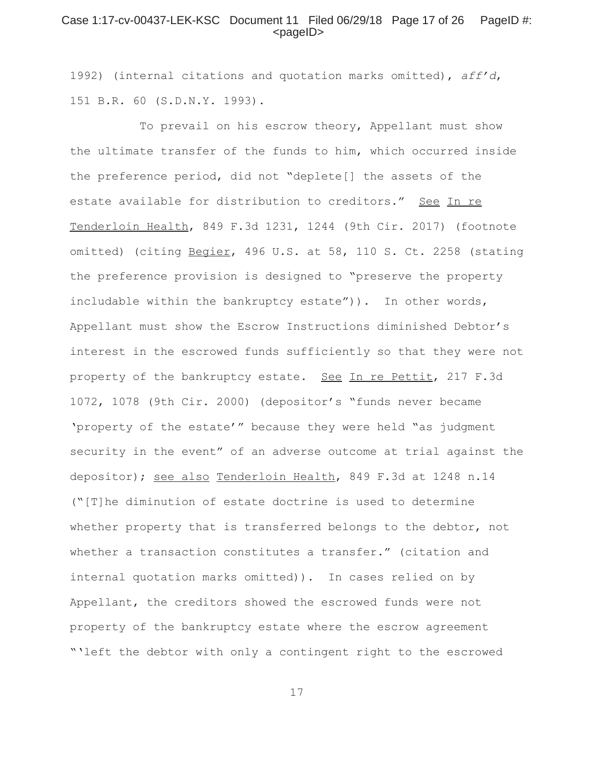1992) (internal citations and quotation marks omitted), *aff'd*, 151 B.R. 60 (S.D.N.Y. 1993).

To prevail on his escrow theory, Appellant must show the ultimate transfer of the funds to him, which occurred inside the preference period, did not "deplete[] the assets of the estate available for distribution to creditors." See In re Tenderloin Health, 849 F.3d 1231, 1244 (9th Cir. 2017) (footnote omitted) (citing Begier, 496 U.S. at 58, 110 S. Ct. 2258 (stating the preference provision is designed to "preserve the property includable within the bankruptcy estate")). In other words, Appellant must show the Escrow Instructions diminished Debtor's interest in the escrowed funds sufficiently so that they were not property of the bankruptcy estate. See In re Pettit, 217 F.3d 1072, 1078 (9th Cir. 2000) (depositor's "funds never became 'property of the estate'" because they were held "as judgment security in the event" of an adverse outcome at trial against the depositor); see also Tenderloin Health, 849 F.3d at 1248 n.14 ("[T]he diminution of estate doctrine is used to determine whether property that is transferred belongs to the debtor, not whether a transaction constitutes a transfer." (citation and internal quotation marks omitted)). In cases relied on by Appellant, the creditors showed the escrowed funds were not property of the bankruptcy estate where the escrow agreement "'left the debtor with only a contingent right to the escrowed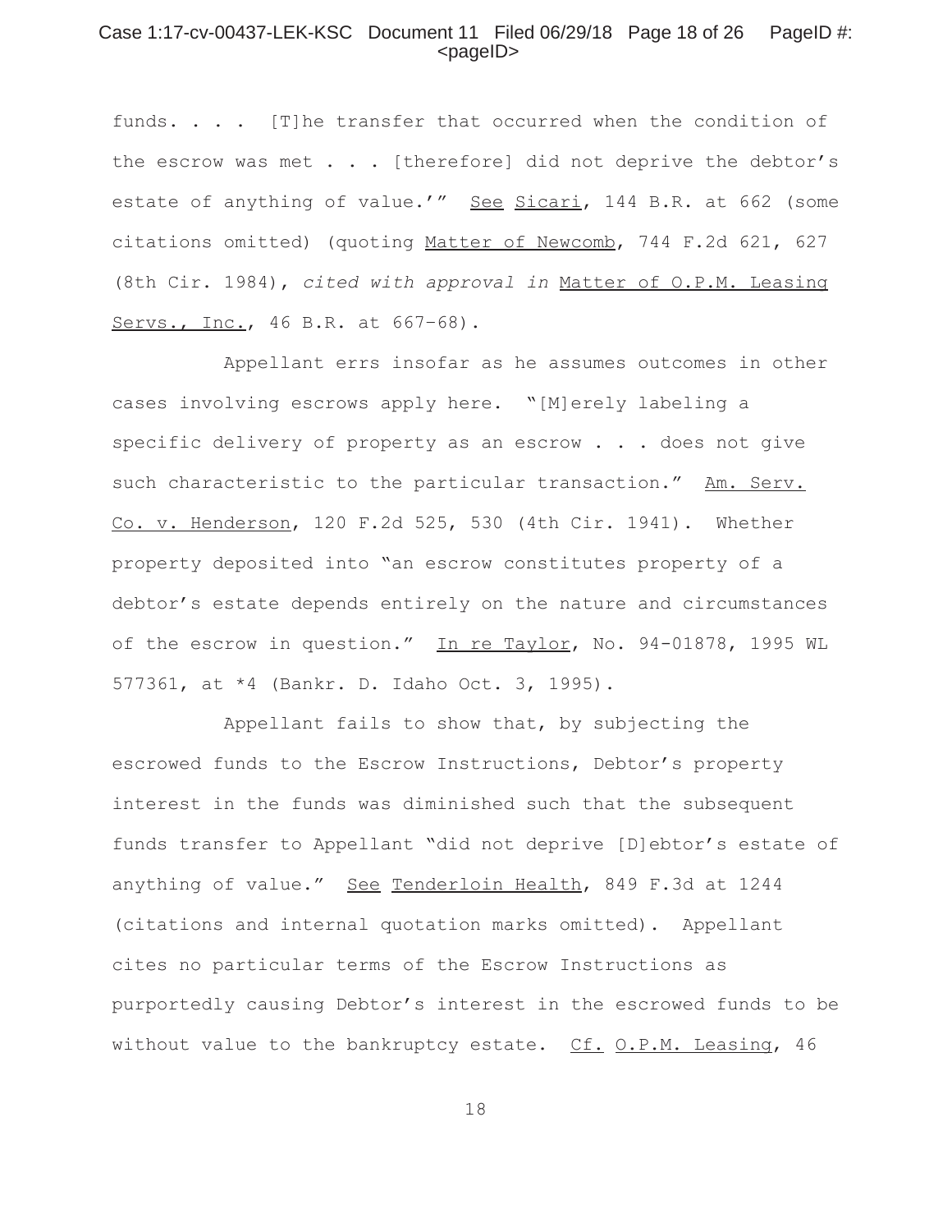funds. . . . [T]he transfer that occurred when the condition of the escrow was met . . . [therefore] did not deprive the debtor's estate of anything of value.'" See Sicari, 144 B.R. at 662 (some citations omitted) (quoting Matter of Newcomb, 744 F.2d 621, 627 (8th Cir. 1984), *cited with approval in* Matter of O.P.M. Leasing Servs., Inc., 46 B.R. at 667–68).

Appellant errs insofar as he assumes outcomes in other cases involving escrows apply here. "[M]erely labeling a specific delivery of property as an escrow . . . does not give such characteristic to the particular transaction." Am. Serv. Co. v. Henderson, 120 F.2d 525, 530 (4th Cir. 1941). Whether property deposited into "an escrow constitutes property of a debtor's estate depends entirely on the nature and circumstances of the escrow in question." In re Taylor, No. 94-01878, 1995 WL 577361, at *4 (Bankr. D. Idaho Oct. 3, 1995).

Appellant fails to show that, by subjecting the escrowed funds to the Escrow Instructions, Debtor's property interest in the funds was diminished such that the subsequent funds transfer to Appellant "did not deprive [D]ebtor's estate of anything of value." See Tenderloin Health, 849 F.3d at 1244 (citations and internal quotation marks omitted). Appellant cites no particular terms of the Escrow Instructions as purportedly causing Debtor's interest in the escrowed funds to be without value to the bankruptcy estate. Cf. O.P.M. Leasing, 46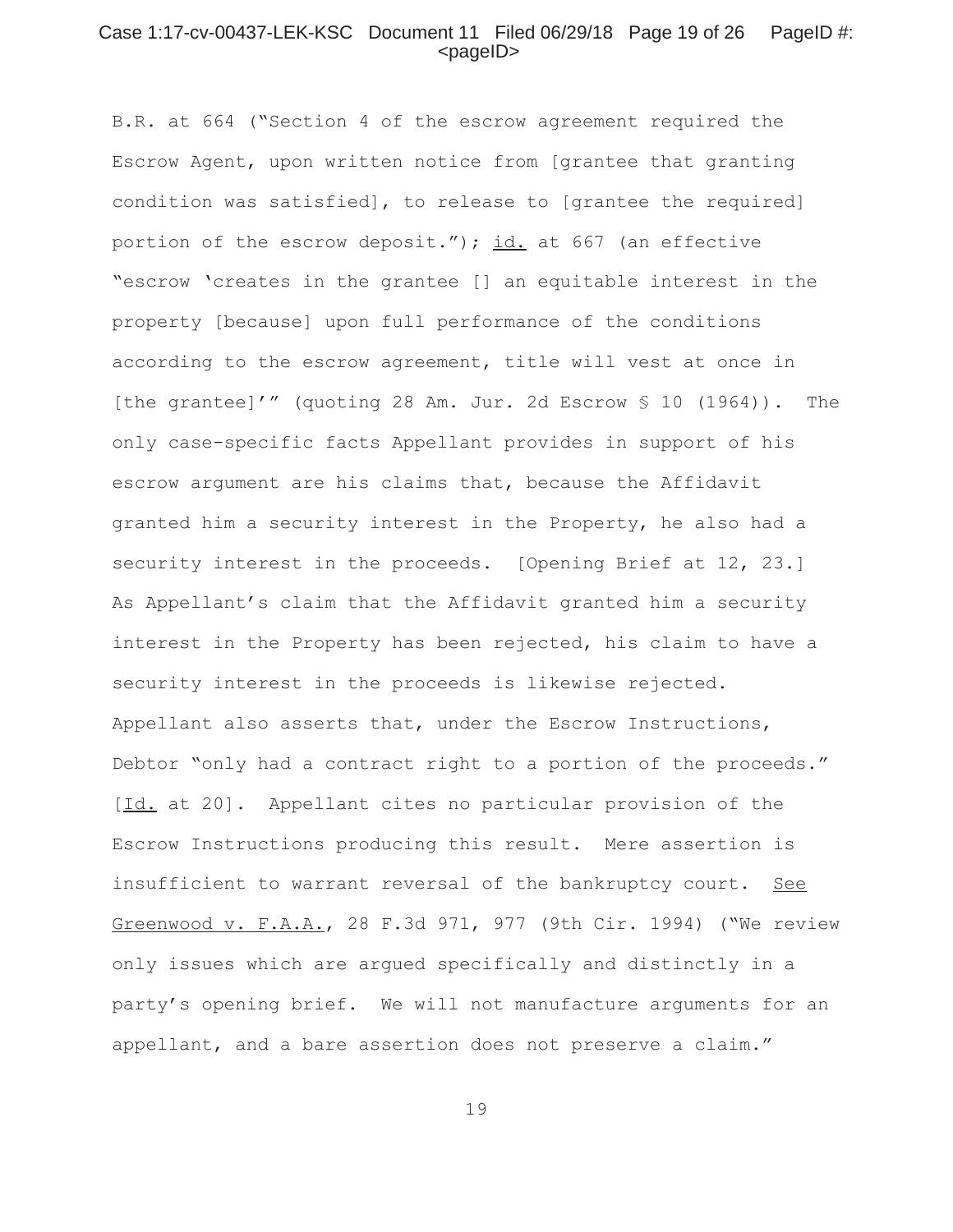B.R. at 664 ("Section 4 of the escrow agreement required the Escrow Agent, upon written notice from [grantee that granting condition was satisfied], to release to [grantee the required] portion of the escrow deposit."); id. at 667 (an effective "escrow 'creates in the grantee [] an equitable interest in the property [because] upon full performance of the conditions according to the escrow agreement, title will vest at once in [the grantee]'" (quoting 28 Am. Jur. 2d Escrow § 10 (1964)). The only case-specific facts Appellant provides in support of his escrow argument are his claims that, because the Affidavit granted him a security interest in the Property, he also had a security interest in the proceeds. [Opening Brief at 12, 23.] As Appellant's claim that the Affidavit granted him a security interest in the Property has been rejected, his claim to have a security interest in the proceeds is likewise rejected. Appellant also asserts that, under the Escrow Instructions, Debtor "only had a contract right to a portion of the proceeds." [Id. at 20]. Appellant cites no particular provision of the Escrow Instructions producing this result. Mere assertion is insufficient to warrant reversal of the bankruptcy court. See Greenwood v. F.A.A., 28 F.3d 971, 977 (9th Cir. 1994) ("We review only issues which are argued specifically and distinctly in a party's opening brief. We will not manufacture arguments for an appellant, and a bare assertion does not preserve a claim."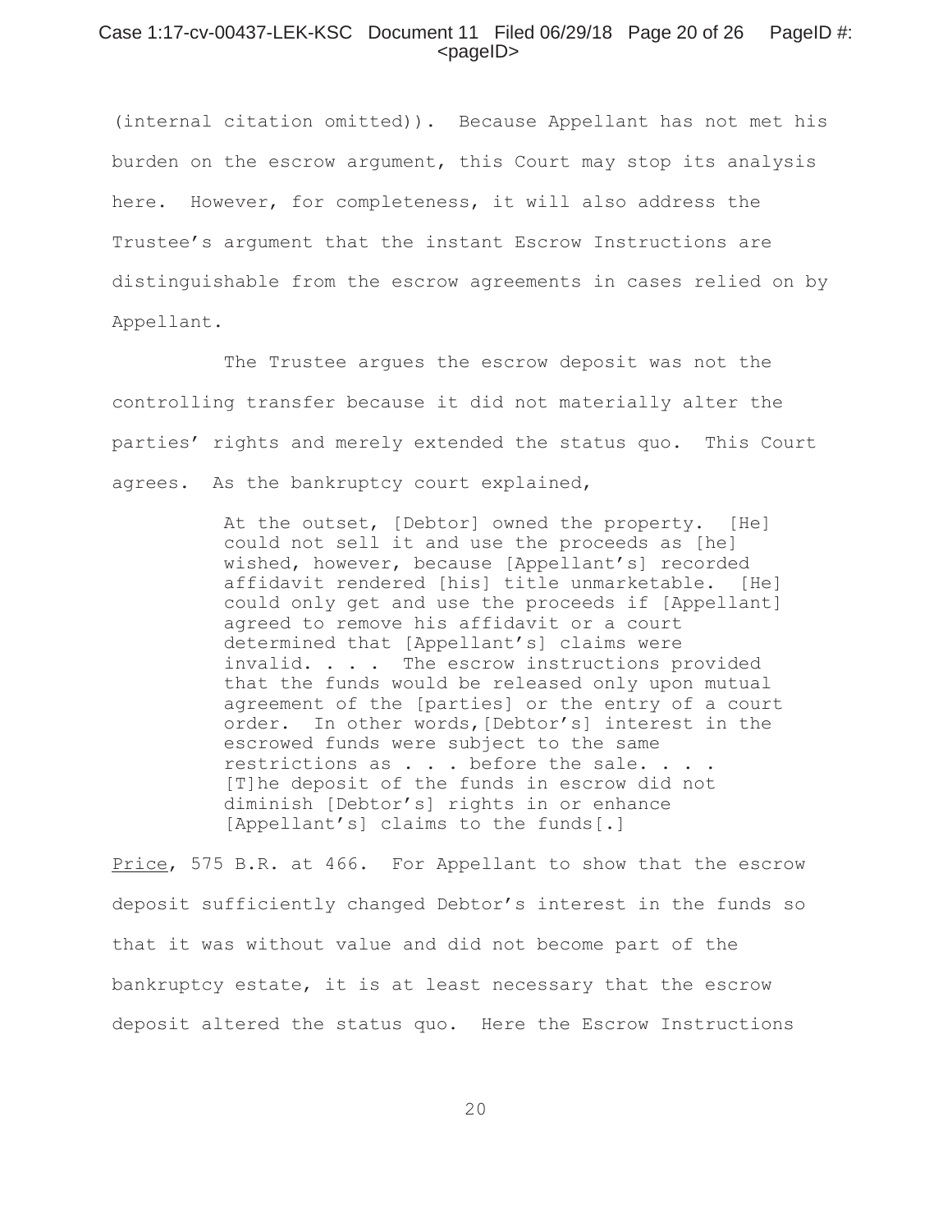(internal citation omitted)). Because Appellant has not met his burden on the escrow argument, this Court may stop its analysis here. However, for completeness, it will also address the Trustee's argument that the instant Escrow Instructions are distinguishable from the escrow agreements in cases relied on by Appellant.

The Trustee argues the escrow deposit was not the controlling transfer because it did not materially alter the parties' rights and merely extended the status quo. This Court agrees. As the bankruptcy court explained,

> At the outset, [Debtor] owned the property. [He] could not sell it and use the proceeds as [he] wished, however, because [Appellant's] recorded affidavit rendered [his] title unmarketable. [He] could only get and use the proceeds if [Appellant] agreed to remove his affidavit or a court determined that [Appellant's] claims were invalid. . . . The escrow instructions provided that the funds would be released only upon mutual agreement of the [parties] or the entry of a court order. In other words,[Debtor's] interest in the escrowed funds were subject to the same restrictions as . . . before the sale. . . . [T]he deposit of the funds in escrow did not diminish [Debtor's] rights in or enhance [Appellant's] claims to the funds[.]

Price, 575 B.R. at 466. For Appellant to show that the escrow deposit sufficiently changed Debtor's interest in the funds so that it was without value and did not become part of the bankruptcy estate, it is at least necessary that the escrow deposit altered the status quo. Here the Escrow Instructions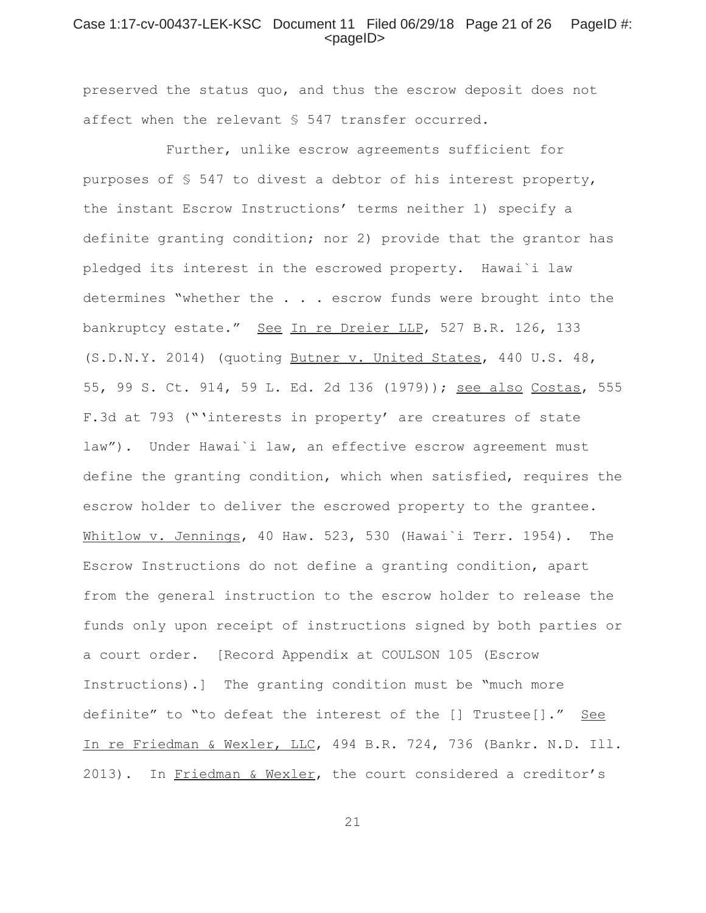preserved the status quo, and thus the escrow deposit does not affect when the relevant § 547 transfer occurred.

Further, unlike escrow agreements sufficient for purposes of § 547 to divest a debtor of his interest property, the instant Escrow Instructions' terms neither 1) specify a definite granting condition; nor 2) provide that the grantor has pledged its interest in the escrowed property. Hawai\`i law determines "whether the . . . escrow funds were brought into the bankruptcy estate." See In re Dreier LLP, 527 B.R. 126, 133 (S.D.N.Y. 2014) (quoting Butner v. United States, 440 U.S. 48, 55, 99 S. Ct. 914, 59 L. Ed. 2d 136 (1979)); see also Costas, 555 F.3d at 793 ("'interests in property' are creatures of state law"). Under Hawai\`i law, an effective escrow agreement must define the granting condition, which when satisfied, requires the escrow holder to deliver the escrowed property to the grantee. Whitlow v. Jennings, 40 Haw. 523, 530 (Hawai\`i Terr. 1954). The Escrow Instructions do not define a granting condition, apart from the general instruction to the escrow holder to release the funds only upon receipt of instructions signed by both parties or a court order. [Record Appendix at COULSON 105 (Escrow Instructions).] The granting condition must be "much more definite" to "to defeat the interest of the [] Trustee[]." See In re Friedman & Wexler, LLC, 494 B.R. 724, 736 (Bankr. N.D. Ill. 2013). In Friedman & Wexler, the court considered a creditor's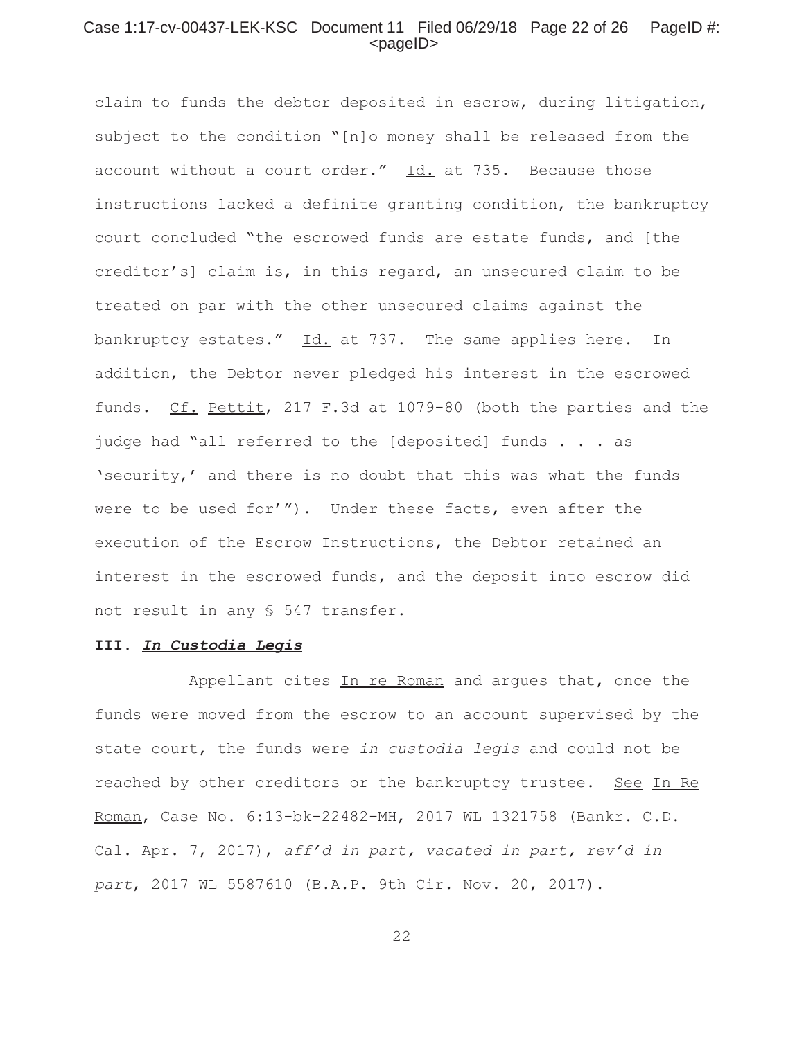claim to funds the debtor deposited in escrow, during litigation, subject to the condition "[n]o money shall be released from the account without a court order." Id. at 735. Because those instructions lacked a definite granting condition, the bankruptcy court concluded "the escrowed funds are estate funds, and [the creditor's] claim is, in this regard, an unsecured claim to be treated on par with the other unsecured claims against the bankruptcy estates." Id. at 737. The same applies here. In addition, the Debtor never pledged his interest in the escrowed funds. Cf. Pettit, 217 F.3d at 1079-80 (both the parties and the judge had "all referred to the [deposited] funds . . . as 'security,' and there is no doubt that this was what the funds were to be used for'"). Under these facts, even after the execution of the Escrow Instructions, the Debtor retained an interest in the escrowed funds, and the deposit into escrow did not result in any § 547 transfer.

**III. *In Custodia Legis***

Appellant cites In re Roman and argues that, once the funds were moved from the escrow to an account supervised by the state court, the funds were *in custodia legis* and could not be reached by other creditors or the bankruptcy trustee. See In Re Roman, Case No. 6:13-bk-22482-MH, 2017 WL 1321758 (Bankr. C.D. Cal. Apr. 7, 2017), *aff'd in part, vacated in part, rev'd in part*, 2017 WL 5587610 (B.A.P. 9th Cir. Nov. 20, 2017).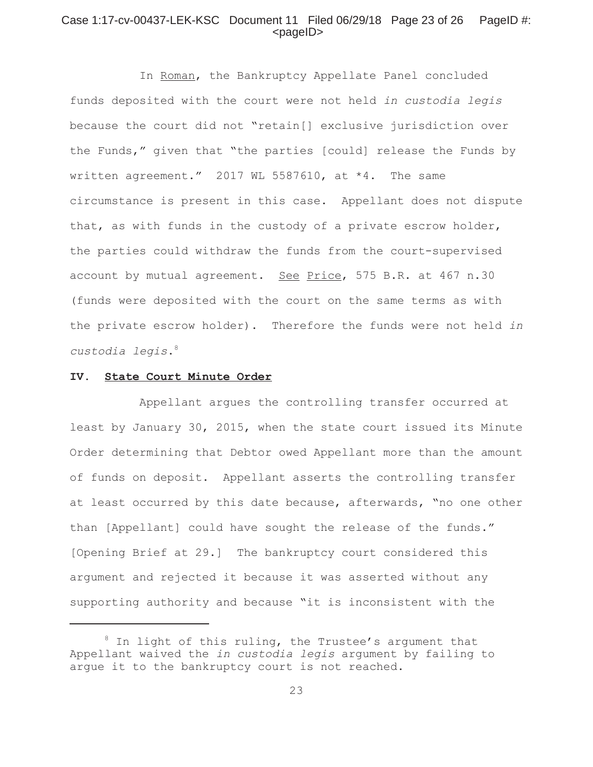In Roman, the Bankruptcy Appellate Panel concluded funds deposited with the court were not held *in custodia legis* because the court did not "retain[] exclusive jurisdiction over the Funds," given that "the parties [could] release the Funds by written agreement." 2017 WL 5587610, at *4. The same circumstance is present in this case. Appellant does not dispute that, as with funds in the custody of a private escrow holder, the parties could withdraw the funds from the court-supervised account by mutual agreement. See Price, 575 B.R. at 467 n.30 (funds were deposited with the court on the same terms as with the private escrow holder). Therefore the funds were not held *in custodia legis*.[8]

## IV. State Court Minute Order

Appellant argues the controlling transfer occurred at least by January 30, 2015, when the state court issued its Minute Order determining that Debtor owed Appellant more than the amount of funds on deposit. Appellant asserts the controlling transfer at least occurred by this date because, afterwards, "no one other than [Appellant] could have sought the release of the funds." [Opening Brief at 29.] The bankruptcy court considered this argument and rejected it because it was asserted without any supporting authority and because "it is inconsistent with the

[8] In light of this ruling, the Trustee's argument that Appellant waived the *in custodia legis* argument by failing to argue it to the bankruptcy court is not reached.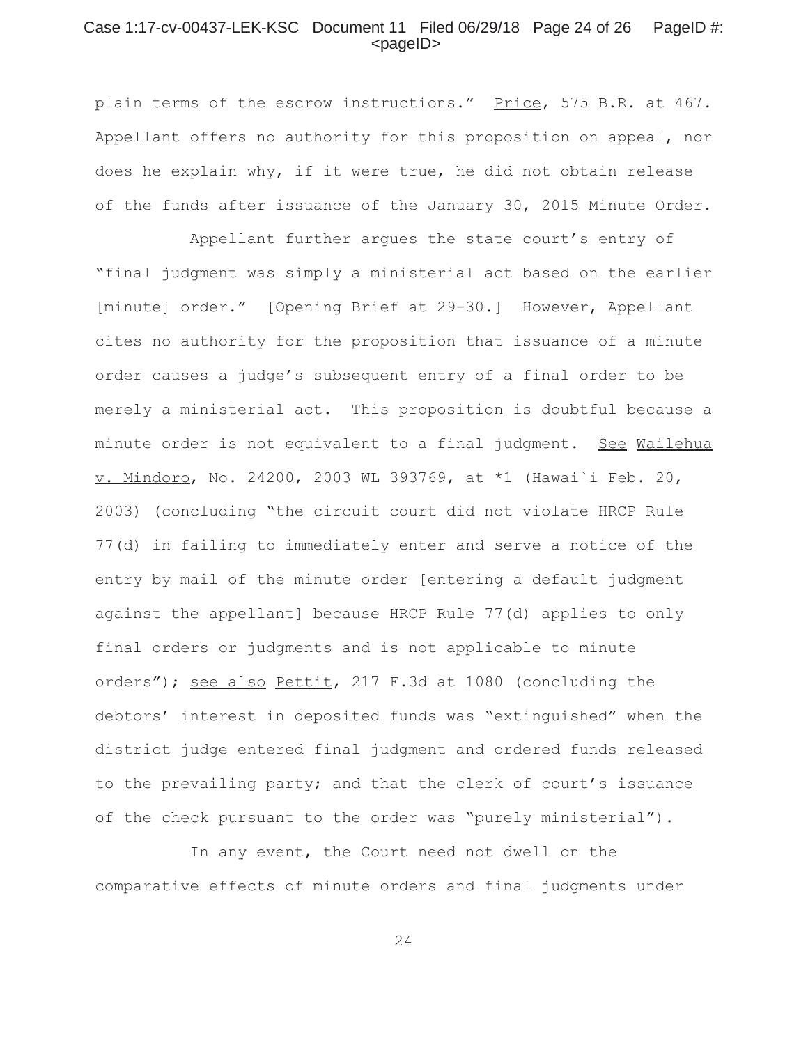plain terms of the escrow instructions." Price, 575 B.R. at 467. Appellant offers no authority for this proposition on appeal, nor does he explain why, if it were true, he did not obtain release of the funds after issuance of the January 30, 2015 Minute Order.

Appellant further argues the state court's entry of "final judgment was simply a ministerial act based on the earlier [minute] order." [Opening Brief at 29-30.] However, Appellant cites no authority for the proposition that issuance of a minute order causes a judge's subsequent entry of a final order to be merely a ministerial act. This proposition is doubtful because a minute order is not equivalent to a final judgment. See Wailehua v. Mindoro, No. 24200, 2003 WL 393769, at *1 (Hawai`i Feb. 20, 2003) (concluding "the circuit court did not violate HRCP Rule 77(d) in failing to immediately enter and serve a notice of the entry by mail of the minute order [entering a default judgment against the appellant] because HRCP Rule 77(d) applies to only final orders or judgments and is not applicable to minute orders"); see also Pettit, 217 F.3d at 1080 (concluding the debtors' interest in deposited funds was "extinguished" when the district judge entered final judgment and ordered funds released to the prevailing party; and that the clerk of court's issuance of the check pursuant to the order was "purely ministerial").

In any event, the Court need not dwell on the comparative effects of minute orders and final judgments under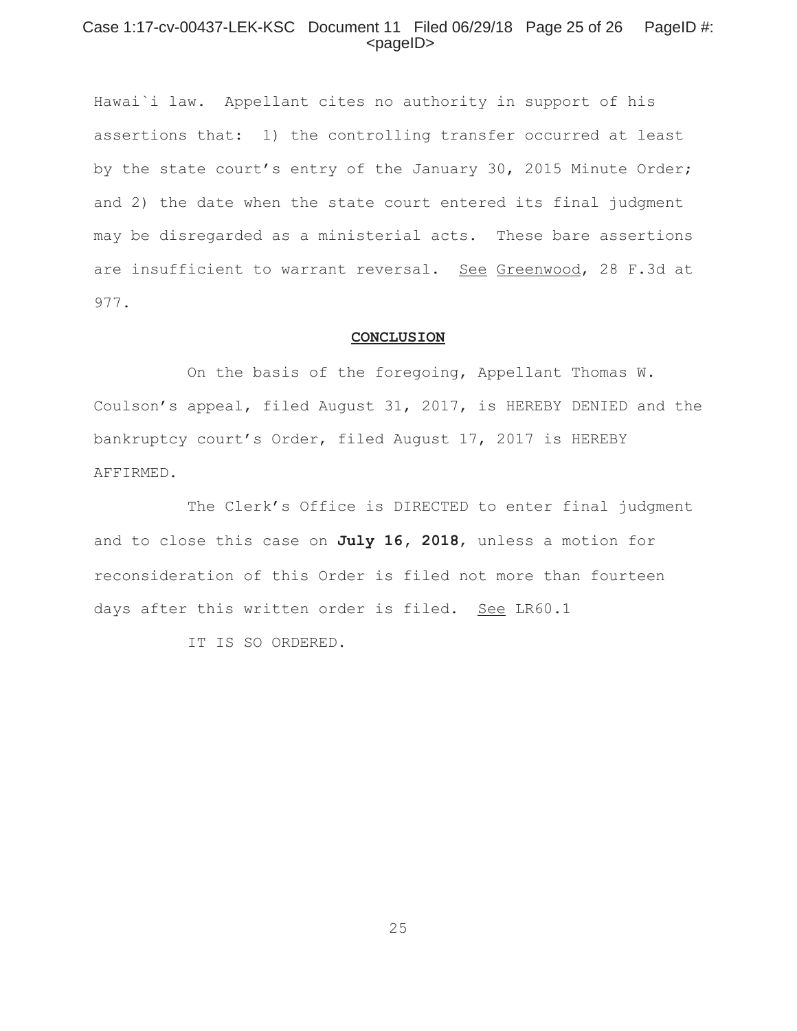Hawai`i law. Appellant cites no authority in support of his assertions that: 1) the controlling transfer occurred at least by the state court's entry of the January 30, 2015 Minute Order; and 2) the date when the state court entered its final judgment may be disregarded as a ministerial acts. These bare assertions are insufficient to warrant reversal. See Greenwood, 28 F.3d at 977.

## CONCLUSION

On the basis of the foregoing, Appellant Thomas W. Coulson's appeal, filed August 31, 2017, is HEREBY DENIED and the bankruptcy court's Order, filed August 17, 2017 is HEREBY AFFIRMED.

The Clerk's Office is DIRECTED to enter final judgment and to close this case on **July 16, 2018**, unless a motion for reconsideration of this Order is filed not more than fourteen days after this written order is filed. See LR60.1

IT IS SO ORDERED.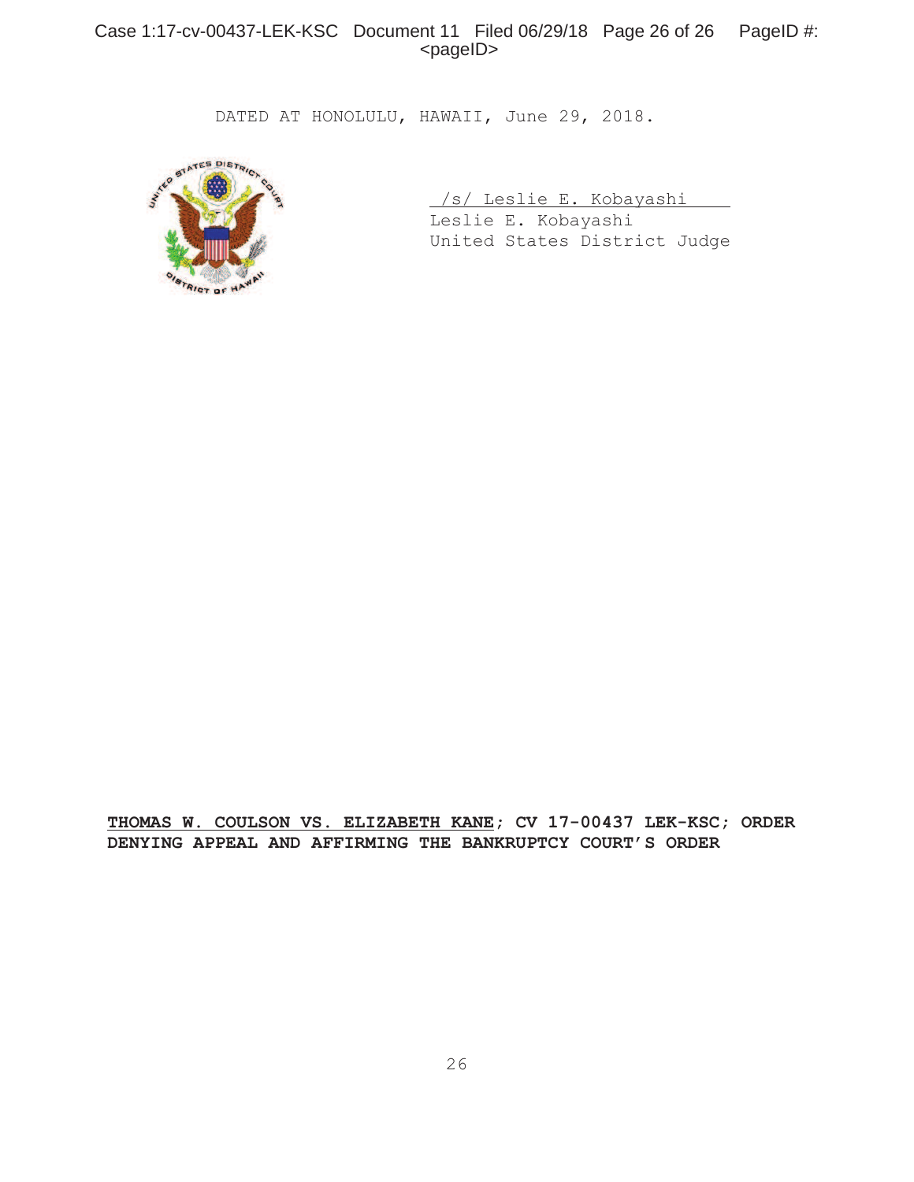DATED AT HONOLULU, HAWAII, June 29, 2018.

/s/ Leslie E. Kobayashi
Leslie E. Kobayashi
United States District Judge

**THOMAS W. COULSON VS. ELIZABETH KANE; CV 17-00437 LEK-KSC; ORDER DENYING APPEAL AND AFFIRMING THE BANKRUPTCY COURT'S ORDER**